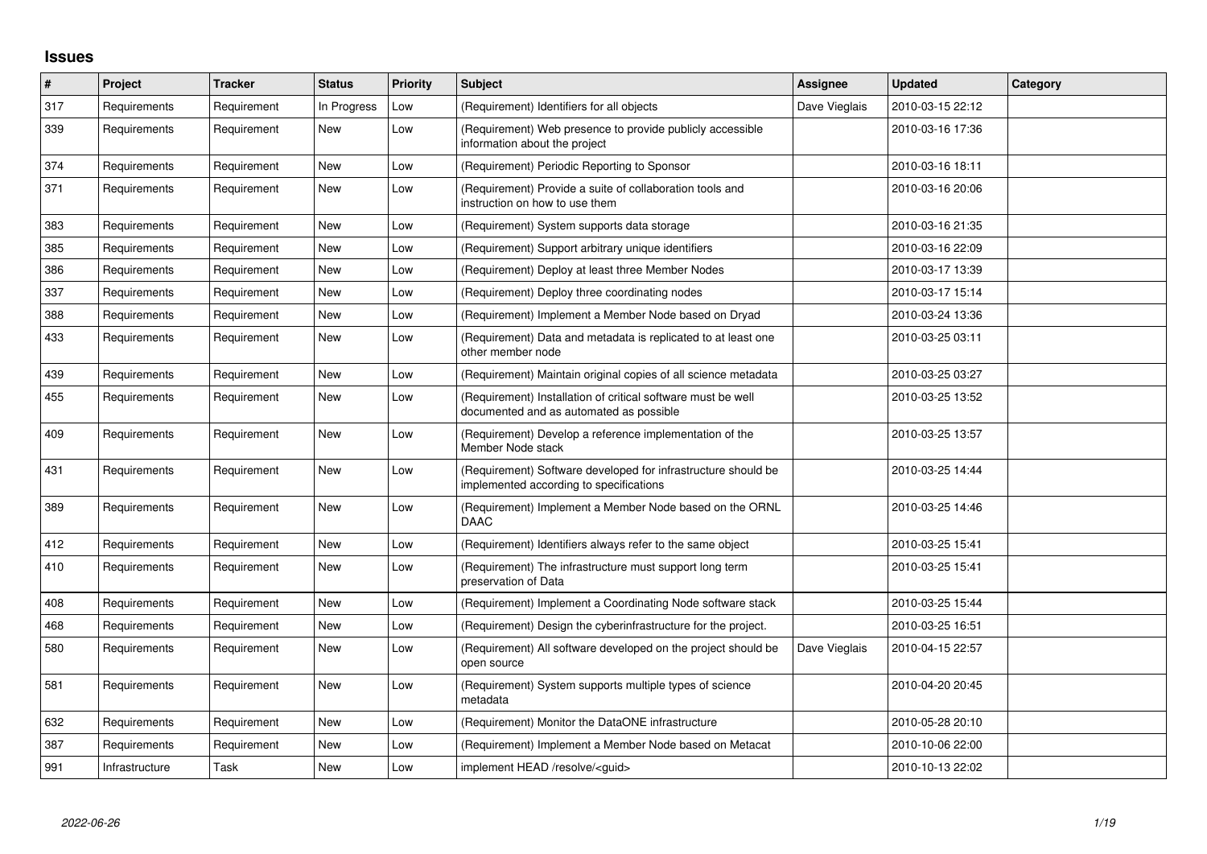# Issues

| # | Project | Tracker | Status | Priority | Subject | Assignee | Updated | Category |
|---|---|---|---|---|---|---|---|---|
| 317 | Requirements | Requirement | In Progress | Low | (Requirement) Identifiers for all objects | Dave Vieglais | 2010-03-15 22:12 | |
| 339 | Requirements | Requirement | New | Low | (Requirement) Web presence to provide publicly accessible information about the project | | 2010-03-16 17:36 | |
| 374 | Requirements | Requirement | New | Low | (Requirement) Periodic Reporting to Sponsor | | 2010-03-16 18:11 | |
| 371 | Requirements | Requirement | New | Low | (Requirement) Provide a suite of collaboration tools and instruction on how to use them | | 2010-03-16 20:06 | |
| 383 | Requirements | Requirement | New | Low | (Requirement) System supports data storage | | 2010-03-16 21:35 | |
| 385 | Requirements | Requirement | New | Low | (Requirement) Support arbitrary unique identifiers | | 2010-03-16 22:09 | |
| 386 | Requirements | Requirement | New | Low | (Requirement) Deploy at least three Member Nodes | | 2010-03-17 13:39 | |
| 337 | Requirements | Requirement | New | Low | (Requirement) Deploy three coordinating nodes | | 2010-03-17 15:14 | |
| 388 | Requirements | Requirement | New | Low | (Requirement) Implement a Member Node based on Dryad | | 2010-03-24 13:36 | |
| 433 | Requirements | Requirement | New | Low | (Requirement) Data and metadata is replicated to at least one other member node | | 2010-03-25 03:11 | |
| 439 | Requirements | Requirement | New | Low | (Requirement) Maintain original copies of all science metadata | | 2010-03-25 03:27 | |
| 455 | Requirements | Requirement | New | Low | (Requirement) Installation of critical software must be well documented and as automated as possible | | 2010-03-25 13:52 | |
| 409 | Requirements | Requirement | New | Low | (Requirement) Develop a reference implementation of the Member Node stack | | 2010-03-25 13:57 | |
| 431 | Requirements | Requirement | New | Low | (Requirement) Software developed for infrastructure should be implemented according to specifications | | 2010-03-25 14:44 | |
| 389 | Requirements | Requirement | New | Low | (Requirement) Implement a Member Node based on the ORNL DAAC | | 2010-03-25 14:46 | |
| 412 | Requirements | Requirement | New | Low | (Requirement) Identifiers always refer to the same object | | 2010-03-25 15:41 | |
| 410 | Requirements | Requirement | New | Low | (Requirement) The infrastructure must support long term preservation of Data | | 2010-03-25 15:41 | |
| 408 | Requirements | Requirement | New | Low | (Requirement) Implement a Coordinating Node software stack | | 2010-03-25 15:44 | |
| 468 | Requirements | Requirement | New | Low | (Requirement) Design the cyberinfrastructure for the project. | | 2010-03-25 16:51 | |
| 580 | Requirements | Requirement | New | Low | (Requirement) All software developed on the project should be open source | Dave Vieglais | 2010-04-15 22:57 | |
| 581 | Requirements | Requirement | New | Low | (Requirement) System supports multiple types of science metadata | | 2010-04-20 20:45 | |
| 632 | Requirements | Requirement | New | Low | (Requirement) Monitor the DataONE infrastructure | | 2010-05-28 20:10 | |
| 387 | Requirements | Requirement | New | Low | (Requirement) Implement a Member Node based on Metacat | | 2010-10-06 22:00 | |
| 991 | Infrastructure | Task | New | Low | implement HEAD /resolve/<guid> | | 2010-10-13 22:02 | |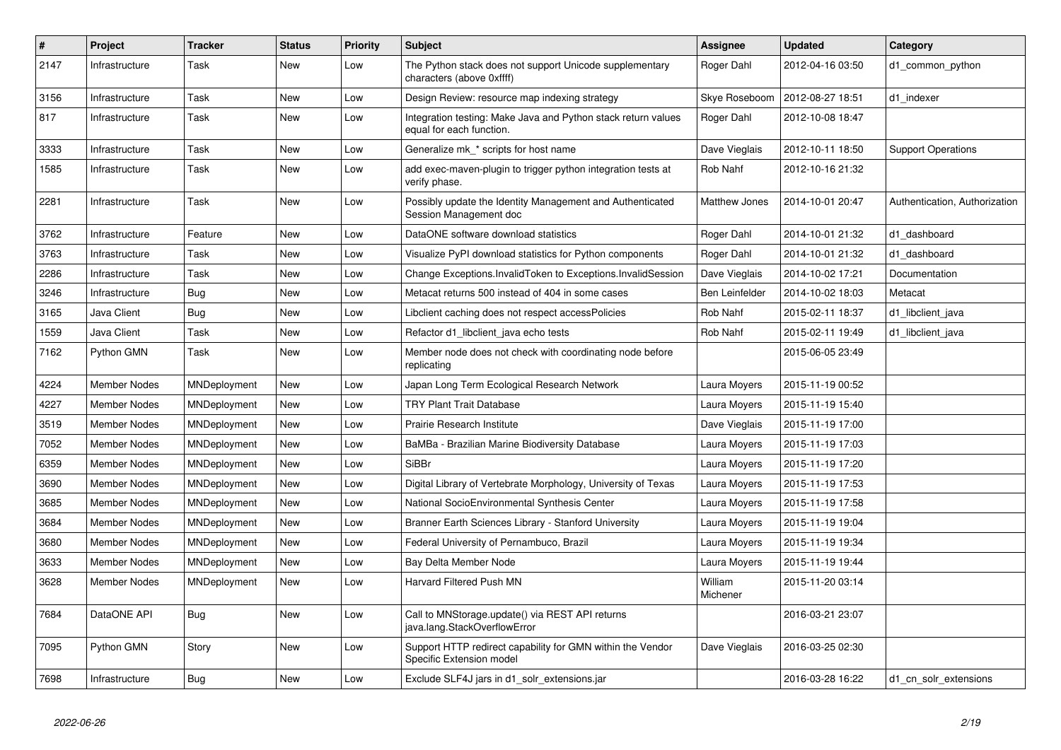| # | Project | Tracker | Status | Priority | Subject | Assignee | Updated | Category |
|---|---|---|---|---|---|---|---|---|
| 2147 | Infrastructure | Task | New | Low | The Python stack does not support Unicode supplementary characters (above 0xffff) | Roger Dahl | 2012-04-16 03:50 | d1_common_python |
| 3156 | Infrastructure | Task | New | Low | Design Review: resource map indexing strategy | Skye Roseboom | 2012-08-27 18:51 | d1_indexer |
| 817 | Infrastructure | Task | New | Low | Integration testing: Make Java and Python stack return values equal for each function. | Roger Dahl | 2012-10-08 18:47 | |
| 3333 | Infrastructure | Task | New | Low | Generalize mk_* scripts for host name | Dave Vieglais | 2012-10-11 18:50 | Support Operations |
| 1585 | Infrastructure | Task | New | Low | add exec-maven-plugin to trigger python integration tests at verify phase. | Rob Nahf | 2012-10-16 21:32 | |
| 2281 | Infrastructure | Task | New | Low | Possibly update the Identity Management and Authenticated Session Management doc | Matthew Jones | 2014-10-01 20:47 | Authentication, Authorization |
| 3762 | Infrastructure | Feature | New | Low | DataONE software download statistics | Roger Dahl | 2014-10-01 21:32 | d1_dashboard |
| 3763 | Infrastructure | Task | New | Low | Visualize PyPI download statistics for Python components | Roger Dahl | 2014-10-01 21:32 | d1_dashboard |
| 2286 | Infrastructure | Task | New | Low | Change Exceptions.InvalidToken to Exceptions.InvalidSession | Dave Vieglais | 2014-10-02 17:21 | Documentation |
| 3246 | Infrastructure | Bug | New | Low | Metacat returns 500 instead of 404 in some cases | Ben Leinfelder | 2014-10-02 18:03 | Metacat |
| 3165 | Java Client | Bug | New | Low | Libclient caching does not respect accessPolicies | Rob Nahf | 2015-02-11 18:37 | d1_libclient_java |
| 1559 | Java Client | Task | New | Low | Refactor d1_libclient_java echo tests | Rob Nahf | 2015-02-11 19:49 | d1_libclient_java |
| 7162 | Python GMN | Task | New | Low | Member node does not check with coordinating node before replicating | | 2015-06-05 23:49 | |
| 4224 | Member Nodes | MNDeployment | New | Low | Japan Long Term Ecological Research Network | Laura Moyers | 2015-11-19 00:52 | |
| 4227 | Member Nodes | MNDeployment | New | Low | TRY Plant Trait Database | Laura Moyers | 2015-11-19 15:40 | |
| 3519 | Member Nodes | MNDeployment | New | Low | Prairie Research Institute | Dave Vieglais | 2015-11-19 17:00 | |
| 7052 | Member Nodes | MNDeployment | New | Low | BaMBa - Brazilian Marine Biodiversity Database | Laura Moyers | 2015-11-19 17:03 | |
| 6359 | Member Nodes | MNDeployment | New | Low | SiBBr | Laura Moyers | 2015-11-19 17:20 | |
| 3690 | Member Nodes | MNDeployment | New | Low | Digital Library of Vertebrate Morphology, University of Texas | Laura Moyers | 2015-11-19 17:53 | |
| 3685 | Member Nodes | MNDeployment | New | Low | National SocioEnvironmental Synthesis Center | Laura Moyers | 2015-11-19 17:58 | |
| 3684 | Member Nodes | MNDeployment | New | Low | Branner Earth Sciences Library - Stanford University | Laura Moyers | 2015-11-19 19:04 | |
| 3680 | Member Nodes | MNDeployment | New | Low | Federal University of Pernambuco, Brazil | Laura Moyers | 2015-11-19 19:34 | |
| 3633 | Member Nodes | MNDeployment | New | Low | Bay Delta Member Node | Laura Moyers | 2015-11-19 19:44 | |
| 3628 | Member Nodes | MNDeployment | New | Low | Harvard Filtered Push MN | William Michener | 2015-11-20 03:14 | |
| 7684 | DataONE API | Bug | New | Low | Call to MNStorage.update() via REST API returns java.lang.StackOverflowError | | 2016-03-21 23:07 | |
| 7095 | Python GMN | Story | New | Low | Support HTTP redirect capability for GMN within the Vendor Specific Extension model | Dave Vieglais | 2016-03-25 02:30 | |
| 7698 | Infrastructure | Bug | New | Low | Exclude SLF4J jars in d1_solr_extensions.jar | | 2016-03-28 16:22 | d1_cn_solr_extensions |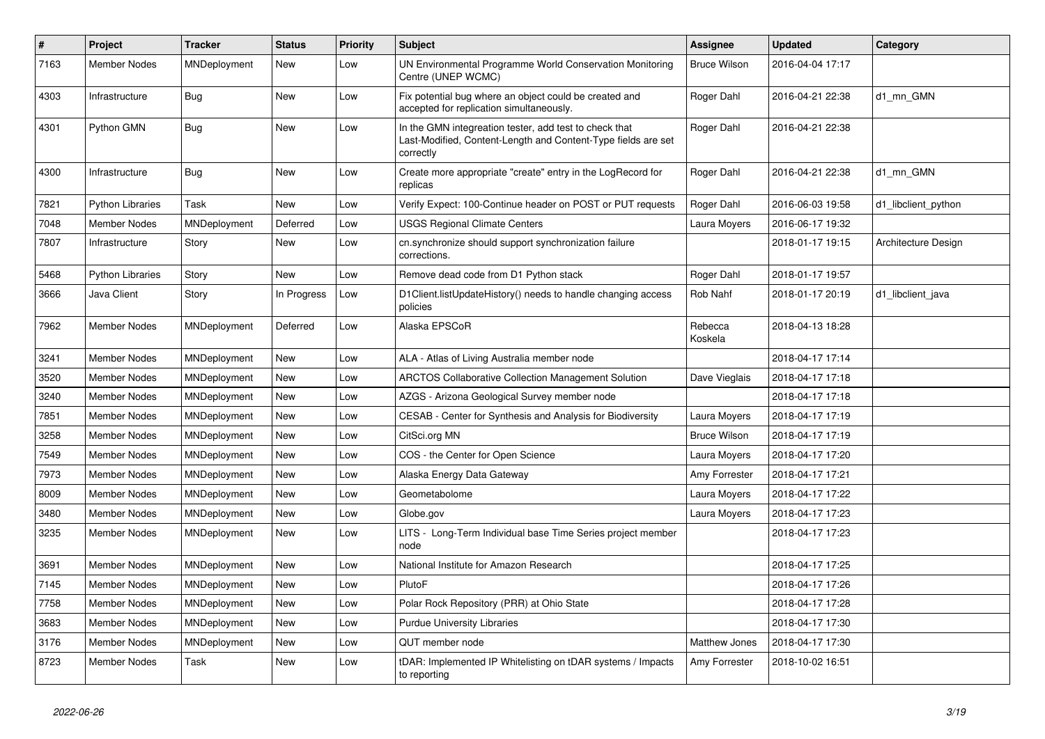| # | Project | Tracker | Status | Priority | Subject | Assignee | Updated | Category |
|---|---|---|---|---|---|---|---|---|
| 7163 | Member Nodes | MNDeployment | New | Low | UN Environmental Programme World Conservation Monitoring Centre (UNEP WCMC) | Bruce Wilson | 2016-04-04 17:17 | |
| 4303 | Infrastructure | Bug | New | Low | Fix potential bug where an object could be created and accepted for replication simultaneously. | Roger Dahl | 2016-04-21 22:38 | d1_mn_GMN |
| 4301 | Python GMN | Bug | New | Low | In the GMN integreation tester, add test to check that Last-Modified, Content-Length and Content-Type fields are set correctly | Roger Dahl | 2016-04-21 22:38 | |
| 4300 | Infrastructure | Bug | New | Low | Create more appropriate "create" entry in the LogRecord for replicas | Roger Dahl | 2016-04-21 22:38 | d1_mn_GMN |
| 7821 | Python Libraries | Task | New | Low | Verify Expect: 100-Continue header on POST or PUT requests | Roger Dahl | 2016-06-03 19:58 | d1_libclient_python |
| 7048 | Member Nodes | MNDeployment | Deferred | Low | USGS Regional Climate Centers | Laura Moyers | 2016-06-17 19:32 | |
| 7807 | Infrastructure | Story | New | Low | cn.synchronize should support synchronization failure corrections. | | 2018-01-17 19:15 | Architecture Design |
| 5468 | Python Libraries | Story | New | Low | Remove dead code from D1 Python stack | Roger Dahl | 2018-01-17 19:57 | |
| 3666 | Java Client | Story | In Progress | Low | D1Client.listUpdateHistory() needs to handle changing access policies | Rob Nahf | 2018-01-17 20:19 | d1_libclient_java |
| 7962 | Member Nodes | MNDeployment | Deferred | Low | Alaska EPSCoR | Rebecca Koskela | 2018-04-13 18:28 | |
| 3241 | Member Nodes | MNDeployment | New | Low | ALA - Atlas of Living Australia member node | | 2018-04-17 17:14 | |
| 3520 | Member Nodes | MNDeployment | New | Low | ARCTOS Collaborative Collection Management Solution | Dave Vieglais | 2018-04-17 17:18 | |
| 3240 | Member Nodes | MNDeployment | New | Low | AZGS - Arizona Geological Survey member node | | 2018-04-17 17:18 | |
| 7851 | Member Nodes | MNDeployment | New | Low | CESAB - Center for Synthesis and Analysis for Biodiversity | Laura Moyers | 2018-04-17 17:19 | |
| 3258 | Member Nodes | MNDeployment | New | Low | CitSci.org MN | Bruce Wilson | 2018-04-17 17:19 | |
| 7549 | Member Nodes | MNDeployment | New | Low | COS - the Center for Open Science | Laura Moyers | 2018-04-17 17:20 | |
| 7973 | Member Nodes | MNDeployment | New | Low | Alaska Energy Data Gateway | Amy Forrester | 2018-04-17 17:21 | |
| 8009 | Member Nodes | MNDeployment | New | Low | Geometabolome | Laura Moyers | 2018-04-17 17:22 | |
| 3480 | Member Nodes | MNDeployment | New | Low | Globe.gov | Laura Moyers | 2018-04-17 17:23 | |
| 3235 | Member Nodes | MNDeployment | New | Low | LITS - Long-Term Individual base Time Series project member node | | 2018-04-17 17:23 | |
| 3691 | Member Nodes | MNDeployment | New | Low | National Institute for Amazon Research | | 2018-04-17 17:25 | |
| 7145 | Member Nodes | MNDeployment | New | Low | PlutoF | | 2018-04-17 17:26 | |
| 7758 | Member Nodes | MNDeployment | New | Low | Polar Rock Repository (PRR) at Ohio State | | 2018-04-17 17:28 | |
| 3683 | Member Nodes | MNDeployment | New | Low | Purdue University Libraries | | 2018-04-17 17:30 | |
| 3176 | Member Nodes | MNDeployment | New | Low | QUT member node | Matthew Jones | 2018-04-17 17:30 | |
| 8723 | Member Nodes | Task | New | Low | tDAR: Implemented IP Whitelisting on tDAR systems / Impacts to reporting | Amy Forrester | 2018-10-02 16:51 | |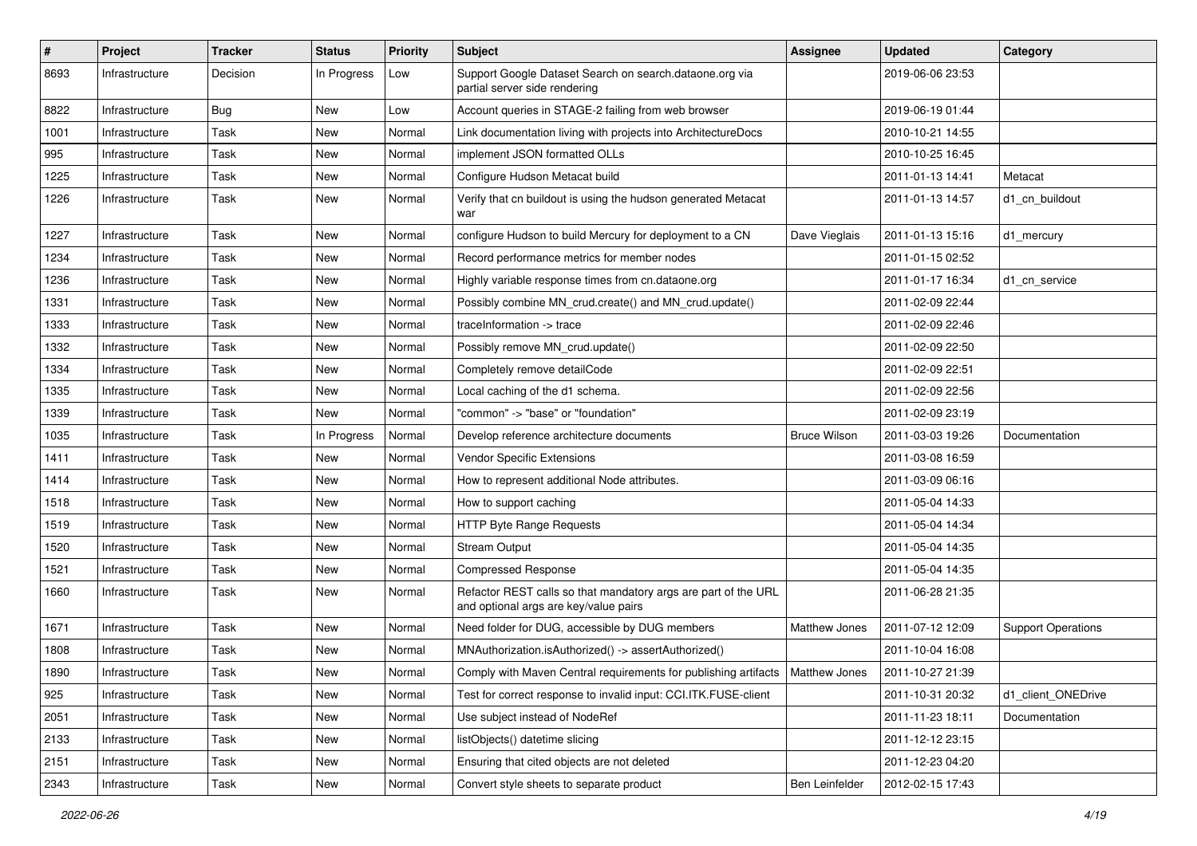| # | Project | Tracker | Status | Priority | Subject | Assignee | Updated | Category |
|---|---|---|---|---|---|---|---|---|
| 8693 | Infrastructure | Decision | In Progress | Low | Support Google Dataset Search on search.dataone.org via partial server side rendering | | 2019-06-06 23:53 | |
| 8822 | Infrastructure | Bug | New | Low | Account queries in STAGE-2 failing from web browser | | 2019-06-19 01:44 | |
| 1001 | Infrastructure | Task | New | Normal | Link documentation living with projects into ArchitectureDocs | | 2010-10-21 14:55 | |
| 995 | Infrastructure | Task | New | Normal | implement JSON formatted OLLs | | 2010-10-25 16:45 | |
| 1225 | Infrastructure | Task | New | Normal | Configure Hudson Metacat build | | 2011-01-13 14:41 | Metacat |
| 1226 | Infrastructure | Task | New | Normal | Verify that cn buildout is using the hudson generated Metacat war | | 2011-01-13 14:57 | d1_cn_buildout |
| 1227 | Infrastructure | Task | New | Normal | configure Hudson to build Mercury for deployment to a CN | Dave Vieglais | 2011-01-13 15:16 | d1_mercury |
| 1234 | Infrastructure | Task | New | Normal | Record performance metrics for member nodes | | 2011-01-15 02:52 | |
| 1236 | Infrastructure | Task | New | Normal | Highly variable response times from cn.dataone.org | | 2011-01-17 16:34 | d1_cn_service |
| 1331 | Infrastructure | Task | New | Normal | Possibly combine MN_crud.create() and MN_crud.update() | | 2011-02-09 22:44 | |
| 1333 | Infrastructure | Task | New | Normal | traceInformation -> trace | | 2011-02-09 22:46 | |
| 1332 | Infrastructure | Task | New | Normal | Possibly remove MN_crud.update() | | 2011-02-09 22:50 | |
| 1334 | Infrastructure | Task | New | Normal | Completely remove detailCode | | 2011-02-09 22:51 | |
| 1335 | Infrastructure | Task | New | Normal | Local caching of the d1 schema. | | 2011-02-09 22:56 | |
| 1339 | Infrastructure | Task | New | Normal | "common" -> "base" or "foundation" | | 2011-02-09 23:19 | |
| 1035 | Infrastructure | Task | In Progress | Normal | Develop reference architecture documents | Bruce Wilson | 2011-03-03 19:26 | Documentation |
| 1411 | Infrastructure | Task | New | Normal | Vendor Specific Extensions | | 2011-03-08 16:59 | |
| 1414 | Infrastructure | Task | New | Normal | How to represent additional Node attributes. | | 2011-03-09 06:16 | |
| 1518 | Infrastructure | Task | New | Normal | How to support caching | | 2011-05-04 14:33 | |
| 1519 | Infrastructure | Task | New | Normal | HTTP Byte Range Requests | | 2011-05-04 14:34 | |
| 1520 | Infrastructure | Task | New | Normal | Stream Output | | 2011-05-04 14:35 | |
| 1521 | Infrastructure | Task | New | Normal | Compressed Response | | 2011-05-04 14:35 | |
| 1660 | Infrastructure | Task | New | Normal | Refactor REST calls so that mandatory args are part of the URL and optional args are key/value pairs | | 2011-06-28 21:35 | |
| 1671 | Infrastructure | Task | New | Normal | Need folder for DUG, accessible by DUG members | Matthew Jones | 2011-07-12 12:09 | Support Operations |
| 1808 | Infrastructure | Task | New | Normal | MNAuthorization.isAuthorized() -> assertAuthorized() | | 2011-10-04 16:08 | |
| 1890 | Infrastructure | Task | New | Normal | Comply with Maven Central requirements for publishing artifacts | Matthew Jones | 2011-10-27 21:39 | |
| 925 | Infrastructure | Task | New | Normal | Test for correct response to invalid input: CCI.ITK.FUSE-client | | 2011-10-31 20:32 | d1_client_ONEDrive |
| 2051 | Infrastructure | Task | New | Normal | Use subject instead of NodeRef | | 2011-11-23 18:11 | Documentation |
| 2133 | Infrastructure | Task | New | Normal | listObjects() datetime slicing | | 2011-12-12 23:15 | |
| 2151 | Infrastructure | Task | New | Normal | Ensuring that cited objects are not deleted | | 2011-12-23 04:20 | |
| 2343 | Infrastructure | Task | New | Normal | Convert style sheets to separate product | Ben Leinfelder | 2012-02-15 17:43 | |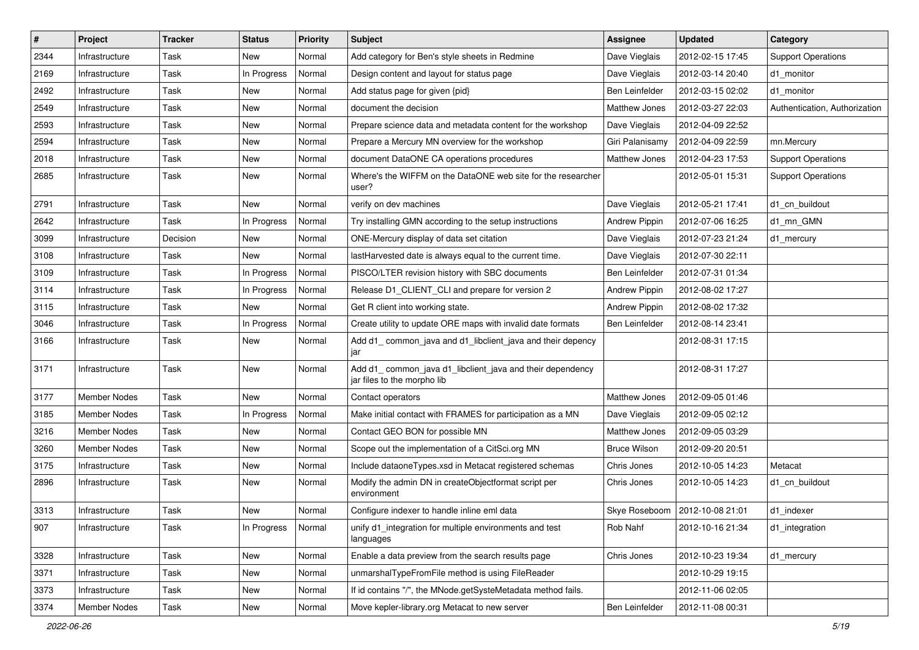| # | Project | Tracker | Status | Priority | Subject | Assignee | Updated | Category |
|---|---|---|---|---|---|---|---|---|
| 2344 | Infrastructure | Task | New | Normal | Add category for Ben's style sheets in Redmine | Dave Vieglais | 2012-02-15 17:45 | Support Operations |
| 2169 | Infrastructure | Task | In Progress | Normal | Design content and layout for status page | Dave Vieglais | 2012-03-14 20:40 | d1_monitor |
| 2492 | Infrastructure | Task | New | Normal | Add status page for given {pid} | Ben Leinfelder | 2012-03-15 02:02 | d1_monitor |
| 2549 | Infrastructure | Task | New | Normal | document the decision | Matthew Jones | 2012-03-27 22:03 | Authentication, Authorization |
| 2593 | Infrastructure | Task | New | Normal | Prepare science data and metadata content for the workshop | Dave Vieglais | 2012-04-09 22:52 | |
| 2594 | Infrastructure | Task | New | Normal | Prepare a Mercury MN overview for the workshop | Giri Palanisamy | 2012-04-09 22:59 | mn.Mercury |
| 2018 | Infrastructure | Task | New | Normal | document DataONE CA operations procedures | Matthew Jones | 2012-04-23 17:53 | Support Operations |
| 2685 | Infrastructure | Task | New | Normal | Where's the WIFFM on the DataONE web site for the researcher user? | | 2012-05-01 15:31 | Support Operations |
| 2791 | Infrastructure | Task | New | Normal | verify on dev machines | Dave Vieglais | 2012-05-21 17:41 | d1_cn_buildout |
| 2642 | Infrastructure | Task | In Progress | Normal | Try installing GMN according to the setup instructions | Andrew Pippin | 2012-07-06 16:25 | d1_mn_GMN |
| 3099 | Infrastructure | Decision | New | Normal | ONE-Mercury display of data set citation | Dave Vieglais | 2012-07-23 21:24 | d1_mercury |
| 3108 | Infrastructure | Task | New | Normal | lastHarvested date is always equal to the current time. | Dave Vieglais | 2012-07-30 22:11 | |
| 3109 | Infrastructure | Task | In Progress | Normal | PISCO/LTER revision history with SBC documents | Ben Leinfelder | 2012-07-31 01:34 | |
| 3114 | Infrastructure | Task | In Progress | Normal | Release D1_CLIENT_CLI and prepare for version 2 | Andrew Pippin | 2012-08-02 17:27 | |
| 3115 | Infrastructure | Task | New | Normal | Get R client into working state. | Andrew Pippin | 2012-08-02 17:32 | |
| 3046 | Infrastructure | Task | In Progress | Normal | Create utility to update ORE maps with invalid date formats | Ben Leinfelder | 2012-08-14 23:41 | |
| 3166 | Infrastructure | Task | New | Normal | Add d1_ common_java and d1_libclient_java and their depency jar | | 2012-08-31 17:15 | |
| 3171 | Infrastructure | Task | New | Normal | Add d1_ common_java d1_libclient_java and their dependency jar files to the morpho lib | | 2012-08-31 17:27 | |
| 3177 | Member Nodes | Task | New | Normal | Contact operators | Matthew Jones | 2012-09-05 01:46 | |
| 3185 | Member Nodes | Task | In Progress | Normal | Make initial contact with FRAMES for participation as a MN | Dave Vieglais | 2012-09-05 02:12 | |
| 3216 | Member Nodes | Task | New | Normal | Contact GEO BON for possible MN | Matthew Jones | 2012-09-05 03:29 | |
| 3260 | Member Nodes | Task | New | Normal | Scope out the implementation of a CitSci.org MN | Bruce Wilson | 2012-09-20 20:51 | |
| 3175 | Infrastructure | Task | New | Normal | Include dataoneTypes.xsd in Metacat registered schemas | Chris Jones | 2012-10-05 14:23 | Metacat |
| 2896 | Infrastructure | Task | New | Normal | Modify the admin DN in createObjectformat script per environment | Chris Jones | 2012-10-05 14:23 | d1_cn_buildout |
| 3313 | Infrastructure | Task | New | Normal | Configure indexer to handle inline eml data | Skye Roseboom | 2012-10-08 21:01 | d1_indexer |
| 907 | Infrastructure | Task | In Progress | Normal | unify d1_integration for multiple environments and test languages | Rob Nahf | 2012-10-16 21:34 | d1_integration |
| 3328 | Infrastructure | Task | New | Normal | Enable a data preview from the search results page | Chris Jones | 2012-10-23 19:34 | d1_mercury |
| 3371 | Infrastructure | Task | New | Normal | unmarshalTypeFromFile method is using FileReader | | 2012-10-29 19:15 | |
| 3373 | Infrastructure | Task | New | Normal | If id contains "/", the MNode.getSysteMetadata method fails. | | 2012-11-06 02:05 | |
| 3374 | Member Nodes | Task | New | Normal | Move kepler-library.org Metacat to new server | Ben Leinfelder | 2012-11-08 00:31 | |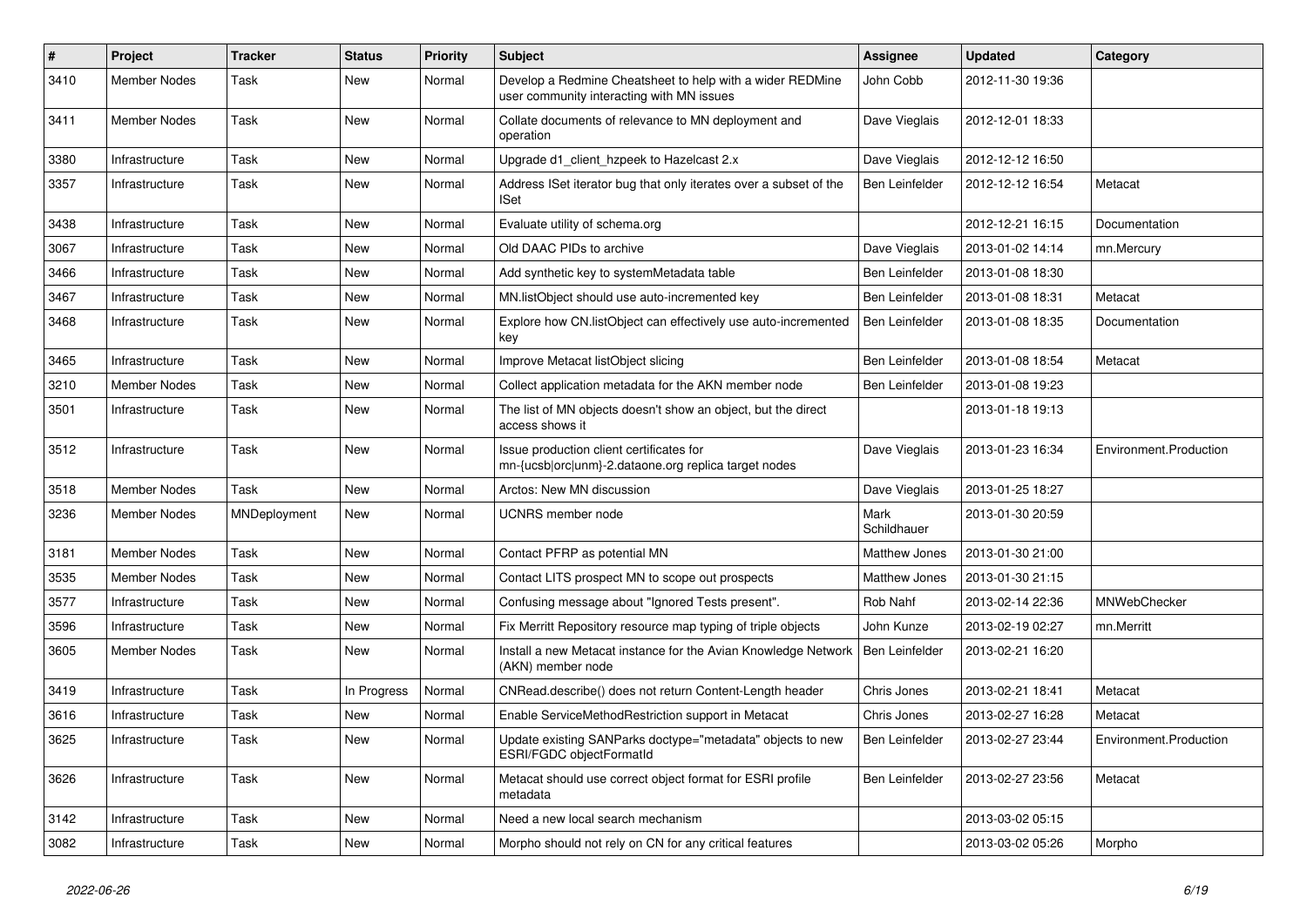| # | Project | Tracker | Status | Priority | Subject | Assignee | Updated | Category |
|---|---|---|---|---|---|---|---|---|
| 3410 | Member Nodes | Task | New | Normal | Develop a Redmine Cheatsheet to help with a wider REDMine user community interacting with MN issues | John Cobb | 2012-11-30 19:36 | |
| 3411 | Member Nodes | Task | New | Normal | Collate documents of relevance to MN deployment and operation | Dave Vieglais | 2012-12-01 18:33 | |
| 3380 | Infrastructure | Task | New | Normal | Upgrade d1_client_hzpeek to Hazelcast 2.x | Dave Vieglais | 2012-12-12 16:50 | |
| 3357 | Infrastructure | Task | New | Normal | Address ISet iterator bug that only iterates over a subset of the ISet | Ben Leinfelder | 2012-12-12 16:54 | Metacat |
| 3438 | Infrastructure | Task | New | Normal | Evaluate utility of schema.org | | 2012-12-21 16:15 | Documentation |
| 3067 | Infrastructure | Task | New | Normal | Old DAAC PIDs to archive | Dave Vieglais | 2013-01-02 14:14 | mn.Mercury |
| 3466 | Infrastructure | Task | New | Normal | Add synthetic key to systemMetadata table | Ben Leinfelder | 2013-01-08 18:30 | |
| 3467 | Infrastructure | Task | New | Normal | MN.listObject should use auto-incremented key | Ben Leinfelder | 2013-01-08 18:31 | Metacat |
| 3468 | Infrastructure | Task | New | Normal | Explore how CN.listObject can effectively use auto-incremented key | Ben Leinfelder | 2013-01-08 18:35 | Documentation |
| 3465 | Infrastructure | Task | New | Normal | Improve Metacat listObject slicing | Ben Leinfelder | 2013-01-08 18:54 | Metacat |
| 3210 | Member Nodes | Task | New | Normal | Collect application metadata for the AKN member node | Ben Leinfelder | 2013-01-08 19:23 | |
| 3501 | Infrastructure | Task | New | Normal | The list of MN objects doesn't show an object, but the direct access shows it | | 2013-01-18 19:13 | |
| 3512 | Infrastructure | Task | New | Normal | Issue production client certificates for mn-{ucsb\|orc\|unm}-2.dataone.org replica target nodes | Dave Vieglais | 2013-01-23 16:34 | Environment.Production |
| 3518 | Member Nodes | Task | New | Normal | Arctos: New MN discussion | Dave Vieglais | 2013-01-25 18:27 | |
| 3236 | Member Nodes | MNDeployment | New | Normal | UCNRS member node | Mark Schildhauer | 2013-01-30 20:59 | |
| 3181 | Member Nodes | Task | New | Normal | Contact PFRP as potential MN | Matthew Jones | 2013-01-30 21:00 | |
| 3535 | Member Nodes | Task | New | Normal | Contact LITS prospect MN to scope out prospects | Matthew Jones | 2013-01-30 21:15 | |
| 3577 | Infrastructure | Task | New | Normal | Confusing message about "Ignored Tests present". | Rob Nahf | 2013-02-14 22:36 | MNWebChecker |
| 3596 | Infrastructure | Task | New | Normal | Fix Merritt Repository resource map typing of triple objects | John Kunze | 2013-02-19 02:27 | mn.Merritt |
| 3605 | Member Nodes | Task | New | Normal | Install a new Metacat instance for the Avian Knowledge Network (AKN) member node | Ben Leinfelder | 2013-02-21 16:20 | |
| 3419 | Infrastructure | Task | In Progress | Normal | CNRead.describe() does not return Content-Length header | Chris Jones | 2013-02-21 18:41 | Metacat |
| 3616 | Infrastructure | Task | New | Normal | Enable ServiceMethodRestriction support in Metacat | Chris Jones | 2013-02-27 16:28 | Metacat |
| 3625 | Infrastructure | Task | New | Normal | Update existing SANParks doctype="metadata" objects to new ESRI/FGDC objectFormatId | Ben Leinfelder | 2013-02-27 23:44 | Environment.Production |
| 3626 | Infrastructure | Task | New | Normal | Metacat should use correct object format for ESRI profile metadata | Ben Leinfelder | 2013-02-27 23:56 | Metacat |
| 3142 | Infrastructure | Task | New | Normal | Need a new local search mechanism | | 2013-03-02 05:15 | |
| 3082 | Infrastructure | Task | New | Normal | Morpho should not rely on CN for any critical features | | 2013-03-02 05:26 | Morpho |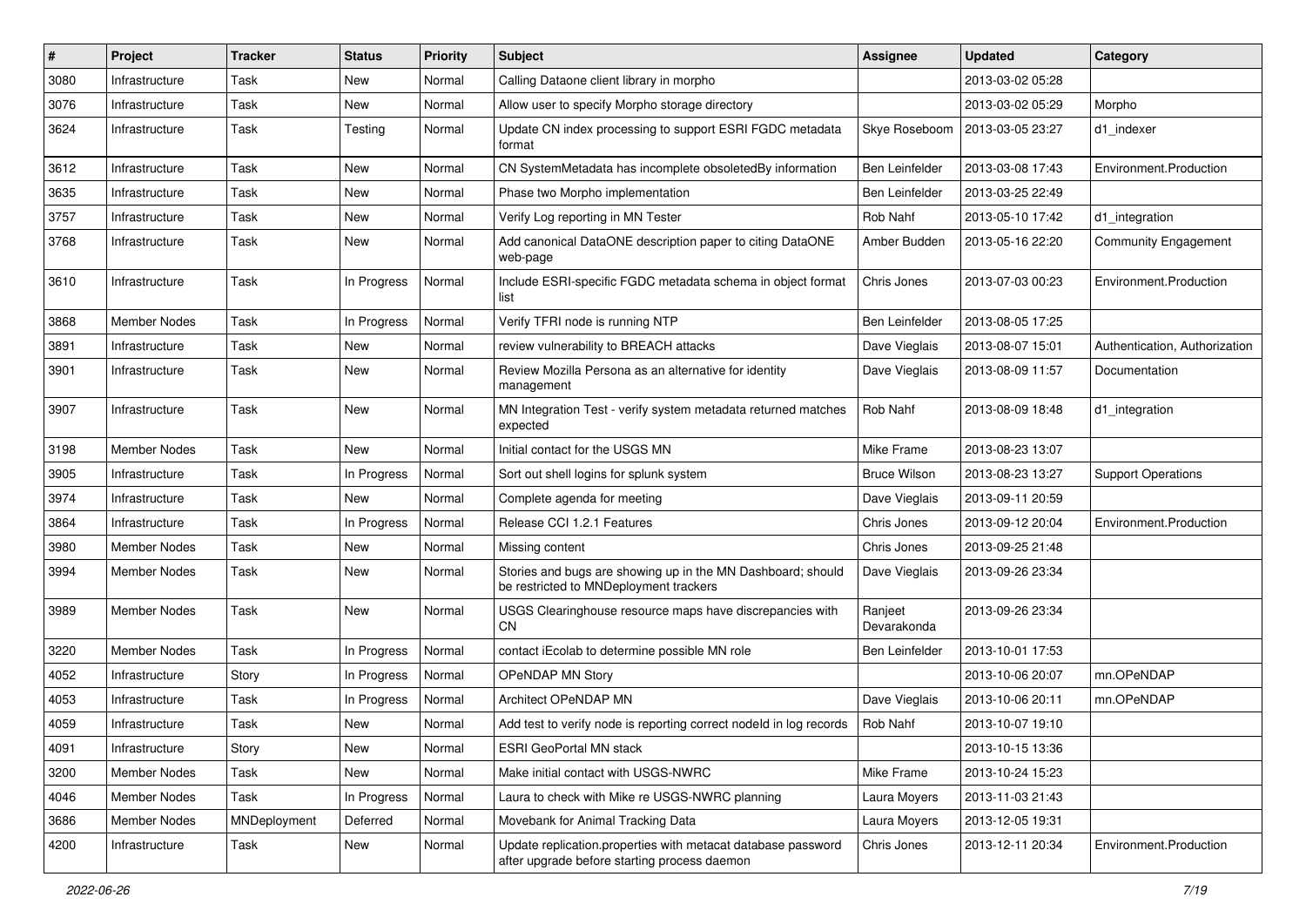| # | Project | Tracker | Status | Priority | Subject | Assignee | Updated | Category |
|---|---|---|---|---|---|---|---|---|
| 3080 | Infrastructure | Task | New | Normal | Calling Dataone client library in morpho | | 2013-03-02 05:28 | |
| 3076 | Infrastructure | Task | New | Normal | Allow user to specify Morpho storage directory | | 2013-03-02 05:29 | Morpho |
| 3624 | Infrastructure | Task | Testing | Normal | Update CN index processing to support ESRI FGDC metadata format | Skye Roseboom | 2013-03-05 23:27 | d1_indexer |
| 3612 | Infrastructure | Task | New | Normal | CN SystemMetadata has incomplete obsoletedBy information | Ben Leinfelder | 2013-03-08 17:43 | Environment.Production |
| 3635 | Infrastructure | Task | New | Normal | Phase two Morpho implementation | Ben Leinfelder | 2013-03-25 22:49 | |
| 3757 | Infrastructure | Task | New | Normal | Verify Log reporting in MN Tester | Rob Nahf | 2013-05-10 17:42 | d1_integration |
| 3768 | Infrastructure | Task | New | Normal | Add canonical DataONE description paper to citing DataONE web-page | Amber Budden | 2013-05-16 22:20 | Community Engagement |
| 3610 | Infrastructure | Task | In Progress | Normal | Include ESRI-specific FGDC metadata schema in object format list | Chris Jones | 2013-07-03 00:23 | Environment.Production |
| 3868 | Member Nodes | Task | In Progress | Normal | Verify TFRI node is running NTP | Ben Leinfelder | 2013-08-05 17:25 | |
| 3891 | Infrastructure | Task | New | Normal | review vulnerability to BREACH attacks | Dave Vieglais | 2013-08-07 15:01 | Authentication, Authorization |
| 3901 | Infrastructure | Task | New | Normal | Review Mozilla Persona as an alternative for identity management | Dave Vieglais | 2013-08-09 11:57 | Documentation |
| 3907 | Infrastructure | Task | New | Normal | MN Integration Test - verify system metadata returned matches expected | Rob Nahf | 2013-08-09 18:48 | d1_integration |
| 3198 | Member Nodes | Task | New | Normal | Initial contact for the USGS MN | Mike Frame | 2013-08-23 13:07 | |
| 3905 | Infrastructure | Task | In Progress | Normal | Sort out shell logins for splunk system | Bruce Wilson | 2013-08-23 13:27 | Support Operations |
| 3974 | Infrastructure | Task | New | Normal | Complete agenda for meeting | Dave Vieglais | 2013-09-11 20:59 | |
| 3864 | Infrastructure | Task | In Progress | Normal | Release CCI 1.2.1 Features | Chris Jones | 2013-09-12 20:04 | Environment.Production |
| 3980 | Member Nodes | Task | New | Normal | Missing content | Chris Jones | 2013-09-25 21:48 | |
| 3994 | Member Nodes | Task | New | Normal | Stories and bugs are showing up in the MN Dashboard; should be restricted to MNDeployment trackers | Dave Vieglais | 2013-09-26 23:34 | |
| 3989 | Member Nodes | Task | New | Normal | USGS Clearinghouse resource maps have discrepancies with CN | Ranjeet Devarakonda | 2013-09-26 23:34 | |
| 3220 | Member Nodes | Task | In Progress | Normal | contact iEcolab to determine possible MN role | Ben Leinfelder | 2013-10-01 17:53 | |
| 4052 | Infrastructure | Story | In Progress | Normal | OPeNDAP MN Story | | 2013-10-06 20:07 | mn.OPeNDAP |
| 4053 | Infrastructure | Task | In Progress | Normal | Architect OPeNDAP MN | Dave Vieglais | 2013-10-06 20:11 | mn.OPeNDAP |
| 4059 | Infrastructure | Task | New | Normal | Add test to verify node is reporting correct nodeId in log records | Rob Nahf | 2013-10-07 19:10 | |
| 4091 | Infrastructure | Story | New | Normal | ESRI GeoPortal MN stack | | 2013-10-15 13:36 | |
| 3200 | Member Nodes | Task | New | Normal | Make initial contact with USGS-NWRC | Mike Frame | 2013-10-24 15:23 | |
| 4046 | Member Nodes | Task | In Progress | Normal | Laura to check with Mike re USGS-NWRC planning | Laura Moyers | 2013-11-03 21:43 | |
| 3686 | Member Nodes | MNDeployment | Deferred | Normal | Movebank for Animal Tracking Data | Laura Moyers | 2013-12-05 19:31 | |
| 4200 | Infrastructure | Task | New | Normal | Update replication.properties with metacat database password after upgrade before starting process daemon | Chris Jones | 2013-12-11 20:34 | Environment.Production |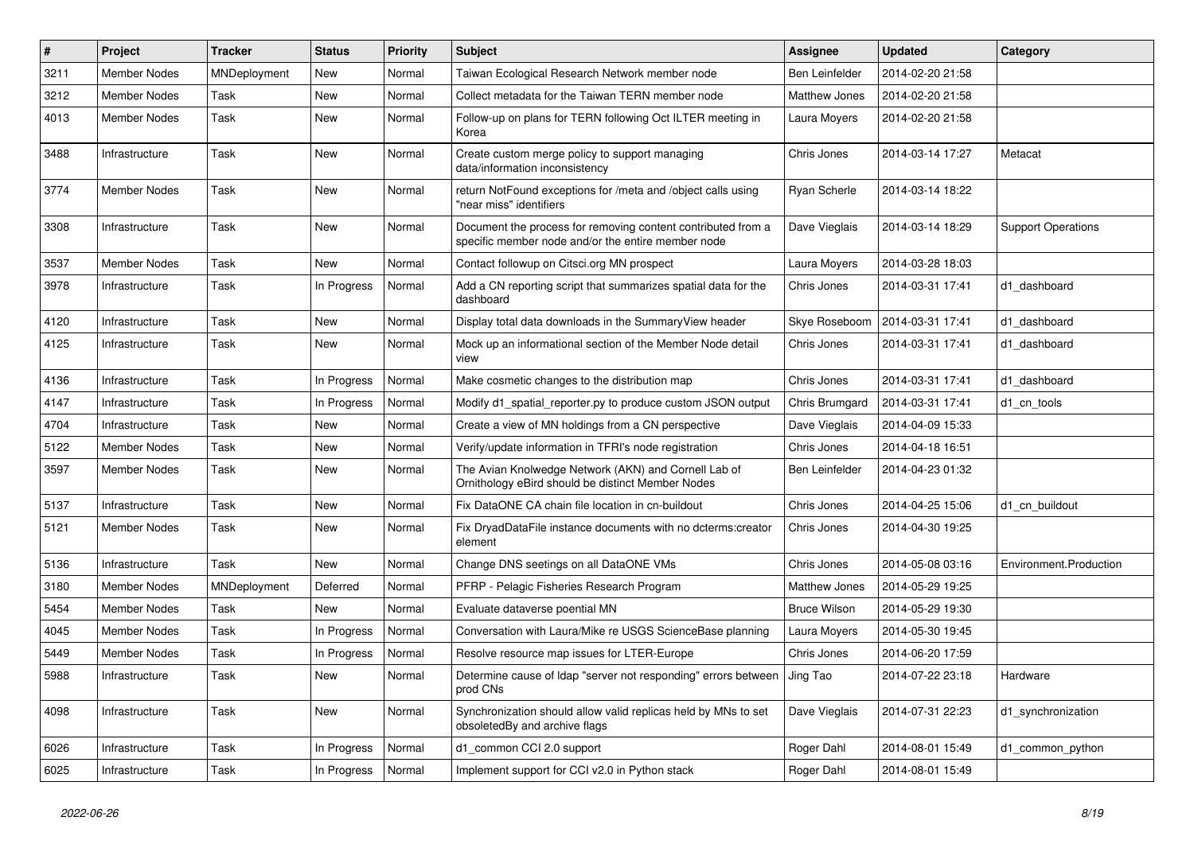| # | Project | Tracker | Status | Priority | Subject | Assignee | Updated | Category |
|---|---|---|---|---|---|---|---|---|
| 3211 | Member Nodes | MNDeployment | New | Normal | Taiwan Ecological Research Network member node | Ben Leinfelder | 2014-02-20 21:58 | |
| 3212 | Member Nodes | Task | New | Normal | Collect metadata for the Taiwan TERN member node | Matthew Jones | 2014-02-20 21:58 | |
| 4013 | Member Nodes | Task | New | Normal | Follow-up on plans for TERN following Oct ILTER meeting in Korea | Laura Moyers | 2014-02-20 21:58 | |
| 3488 | Infrastructure | Task | New | Normal | Create custom merge policy to support managing data/information inconsistency | Chris Jones | 2014-03-14 17:27 | Metacat |
| 3774 | Member Nodes | Task | New | Normal | return NotFound exceptions for /meta and /object calls using "near miss" identifiers | Ryan Scherle | 2014-03-14 18:22 | |
| 3308 | Infrastructure | Task | New | Normal | Document the process for removing content contributed from a specific member node and/or the entire member node | Dave Vieglais | 2014-03-14 18:29 | Support Operations |
| 3537 | Member Nodes | Task | New | Normal | Contact followup on Citsci.org MN prospect | Laura Moyers | 2014-03-28 18:03 | |
| 3978 | Infrastructure | Task | In Progress | Normal | Add a CN reporting script that summarizes spatial data for the dashboard | Chris Jones | 2014-03-31 17:41 | d1_dashboard |
| 4120 | Infrastructure | Task | New | Normal | Display total data downloads in the SummaryView header | Skye Roseboom | 2014-03-31 17:41 | d1_dashboard |
| 4125 | Infrastructure | Task | New | Normal | Mock up an informational section of the Member Node detail view | Chris Jones | 2014-03-31 17:41 | d1_dashboard |
| 4136 | Infrastructure | Task | In Progress | Normal | Make cosmetic changes to the distribution map | Chris Jones | 2014-03-31 17:41 | d1_dashboard |
| 4147 | Infrastructure | Task | In Progress | Normal | Modify d1_spatial_reporter.py to produce custom JSON output | Chris Brumgard | 2014-03-31 17:41 | d1_cn_tools |
| 4704 | Infrastructure | Task | New | Normal | Create a view of MN holdings from a CN perspective | Dave Vieglais | 2014-04-09 15:33 | |
| 5122 | Member Nodes | Task | New | Normal | Verify/update information in TFRI's node registration | Chris Jones | 2014-04-18 16:51 | |
| 3597 | Member Nodes | Task | New | Normal | The Avian Knolwedge Network (AKN) and Cornell Lab of Ornithology eBird should be distinct Member Nodes | Ben Leinfelder | 2014-04-23 01:32 | |
| 5137 | Infrastructure | Task | New | Normal | Fix DataONE CA chain file location in cn-buildout | Chris Jones | 2014-04-25 15:06 | d1_cn_buildout |
| 5121 | Member Nodes | Task | New | Normal | Fix DryadDataFile instance documents with no dcterms:creator element | Chris Jones | 2014-04-30 19:25 | |
| 5136 | Infrastructure | Task | New | Normal | Change DNS seetings on all DataONE VMs | Chris Jones | 2014-05-08 03:16 | Environment.Production |
| 3180 | Member Nodes | MNDeployment | Deferred | Normal | PFRP - Pelagic Fisheries Research Program | Matthew Jones | 2014-05-29 19:25 | |
| 5454 | Member Nodes | Task | New | Normal | Evaluate dataverse poential MN | Bruce Wilson | 2014-05-29 19:30 | |
| 4045 | Member Nodes | Task | In Progress | Normal | Conversation with Laura/Mike re USGS ScienceBase planning | Laura Moyers | 2014-05-30 19:45 | |
| 5449 | Member Nodes | Task | In Progress | Normal | Resolve resource map issues for LTER-Europe | Chris Jones | 2014-06-20 17:59 | |
| 5988 | Infrastructure | Task | New | Normal | Determine cause of ldap "server not responding" errors between prod CNs | Jing Tao | 2014-07-22 23:18 | Hardware |
| 4098 | Infrastructure | Task | New | Normal | Synchronization should allow valid replicas held by MNs to set obsoletedBy and archive flags | Dave Vieglais | 2014-07-31 22:23 | d1_synchronization |
| 6026 | Infrastructure | Task | In Progress | Normal | d1_common CCI 2.0 support | Roger Dahl | 2014-08-01 15:49 | d1_common_python |
| 6025 | Infrastructure | Task | In Progress | Normal | Implement support for CCI v2.0 in Python stack | Roger Dahl | 2014-08-01 15:49 | |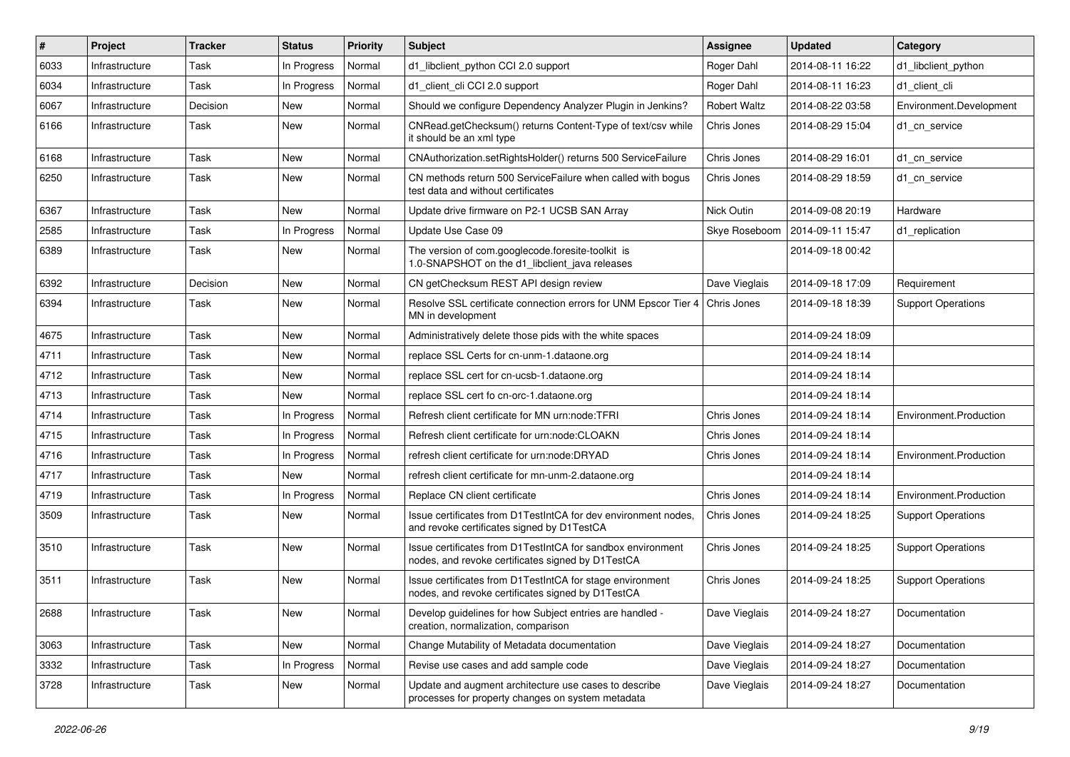| # | Project | Tracker | Status | Priority | Subject | Assignee | Updated | Category |
|---|---|---|---|---|---|---|---|---|
| 6033 | Infrastructure | Task | In Progress | Normal | d1_libclient_python CCI 2.0 support | Roger Dahl | 2014-08-11 16:22 | d1_libclient_python |
| 6034 | Infrastructure | Task | In Progress | Normal | d1_client_cli CCI 2.0 support | Roger Dahl | 2014-08-11 16:23 | d1_client_cli |
| 6067 | Infrastructure | Decision | New | Normal | Should we configure Dependency Analyzer Plugin in Jenkins? | Robert Waltz | 2014-08-22 03:58 | Environment.Development |
| 6166 | Infrastructure | Task | New | Normal | CNRead.getChecksum() returns Content-Type of text/csv while it should be an xml type | Chris Jones | 2014-08-29 15:04 | d1_cn_service |
| 6168 | Infrastructure | Task | New | Normal | CNAuthorization.setRightsHolder() returns 500 ServiceFailure | Chris Jones | 2014-08-29 16:01 | d1_cn_service |
| 6250 | Infrastructure | Task | New | Normal | CN methods return 500 ServiceFailure when called with bogus test data and without certificates | Chris Jones | 2014-08-29 18:59 | d1_cn_service |
| 6367 | Infrastructure | Task | New | Normal | Update drive firmware on P2-1 UCSB SAN Array | Nick Outin | 2014-09-08 20:19 | Hardware |
| 2585 | Infrastructure | Task | In Progress | Normal | Update Use Case 09 | Skye Roseboom | 2014-09-11 15:47 | d1_replication |
| 6389 | Infrastructure | Task | New | Normal | The version of com.googlecode.foresite-toolkit is 1.0-SNAPSHOT on the d1_libclient_java releases | | 2014-09-18 00:42 | |
| 6392 | Infrastructure | Decision | New | Normal | CN getChecksum REST API design review | Dave Vieglais | 2014-09-18 17:09 | Requirement |
| 6394 | Infrastructure | Task | New | Normal | Resolve SSL certificate connection errors for UNM Epscor Tier 4 MN in development | Chris Jones | 2014-09-18 18:39 | Support Operations |
| 4675 | Infrastructure | Task | New | Normal | Administratively delete those pids with the white spaces | | 2014-09-24 18:09 | |
| 4711 | Infrastructure | Task | New | Normal | replace SSL Certs for cn-unm-1.dataone.org | | 2014-09-24 18:14 | |
| 4712 | Infrastructure | Task | New | Normal | replace SSL cert for cn-ucsb-1.dataone.org | | 2014-09-24 18:14 | |
| 4713 | Infrastructure | Task | New | Normal | replace SSL cert fo cn-orc-1.dataone.org | | 2014-09-24 18:14 | |
| 4714 | Infrastructure | Task | In Progress | Normal | Refresh client certificate for MN urn:node:TFRI | Chris Jones | 2014-09-24 18:14 | Environment.Production |
| 4715 | Infrastructure | Task | In Progress | Normal | Refresh client certificate for urn:node:CLOAKN | Chris Jones | 2014-09-24 18:14 | |
| 4716 | Infrastructure | Task | In Progress | Normal | refresh client certificate for urn:node:DRYAD | Chris Jones | 2014-09-24 18:14 | Environment.Production |
| 4717 | Infrastructure | Task | New | Normal | refresh client certificate for mn-unm-2.dataone.org | | 2014-09-24 18:14 | |
| 4719 | Infrastructure | Task | In Progress | Normal | Replace CN client certificate | Chris Jones | 2014-09-24 18:14 | Environment.Production |
| 3509 | Infrastructure | Task | New | Normal | Issue certificates from D1TestIntCA for dev environment nodes, and revoke certificates signed by D1TestCA | Chris Jones | 2014-09-24 18:25 | Support Operations |
| 3510 | Infrastructure | Task | New | Normal | Issue certificates from D1TestIntCA for sandbox environment nodes, and revoke certificates signed by D1TestCA | Chris Jones | 2014-09-24 18:25 | Support Operations |
| 3511 | Infrastructure | Task | New | Normal | Issue certificates from D1TestIntCA for stage environment nodes, and revoke certificates signed by D1TestCA | Chris Jones | 2014-09-24 18:25 | Support Operations |
| 2688 | Infrastructure | Task | New | Normal | Develop guidelines for how Subject entries are handled - creation, normalization, comparison | Dave Vieglais | 2014-09-24 18:27 | Documentation |
| 3063 | Infrastructure | Task | New | Normal | Change Mutability of Metadata documentation | Dave Vieglais | 2014-09-24 18:27 | Documentation |
| 3332 | Infrastructure | Task | In Progress | Normal | Revise use cases and add sample code | Dave Vieglais | 2014-09-24 18:27 | Documentation |
| 3728 | Infrastructure | Task | New | Normal | Update and augment architecture use cases to describe processes for property changes on system metadata | Dave Vieglais | 2014-09-24 18:27 | Documentation |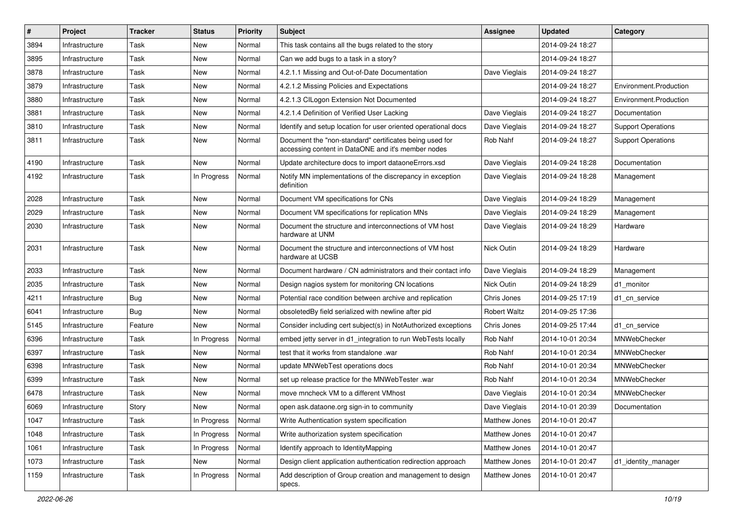| # | Project | Tracker | Status | Priority | Subject | Assignee | Updated | Category |
|---|---|---|---|---|---|---|---|---|
| 3894 | Infrastructure | Task | New | Normal | This task contains all the bugs related to the story | | 2014-09-24 18:27 | |
| 3895 | Infrastructure | Task | New | Normal | Can we add bugs to a task in a story? | | 2014-09-24 18:27 | |
| 3878 | Infrastructure | Task | New | Normal | 4.2.1.1 Missing and Out-of-Date Documentation | Dave Vieglais | 2014-09-24 18:27 | |
| 3879 | Infrastructure | Task | New | Normal | 4.2.1.2 Missing Policies and Expectations | | 2014-09-24 18:27 | Environment.Production |
| 3880 | Infrastructure | Task | New | Normal | 4.2.1.3 CILogon Extension Not Documented | | 2014-09-24 18:27 | Environment.Production |
| 3881 | Infrastructure | Task | New | Normal | 4.2.1.4 Definition of Verified User Lacking | Dave Vieglais | 2014-09-24 18:27 | Documentation |
| 3810 | Infrastructure | Task | New | Normal | Identify and setup location for user oriented operational docs | Dave Vieglais | 2014-09-24 18:27 | Support Operations |
| 3811 | Infrastructure | Task | New | Normal | Document the "non-standard" certificates being used for accessing content in DataONE and it's member nodes | Rob Nahf | 2014-09-24 18:27 | Support Operations |
| 4190 | Infrastructure | Task | New | Normal | Update architecture docs to import dataoneErrors.xsd | Dave Vieglais | 2014-09-24 18:28 | Documentation |
| 4192 | Infrastructure | Task | In Progress | Normal | Notify MN implementations of the discrepancy in exception definition | Dave Vieglais | 2014-09-24 18:28 | Management |
| 2028 | Infrastructure | Task | New | Normal | Document VM specifications for CNs | Dave Vieglais | 2014-09-24 18:29 | Management |
| 2029 | Infrastructure | Task | New | Normal | Document VM specifications for replication MNs | Dave Vieglais | 2014-09-24 18:29 | Management |
| 2030 | Infrastructure | Task | New | Normal | Document the structure and interconnections of VM host hardware at UNM | Dave Vieglais | 2014-09-24 18:29 | Hardware |
| 2031 | Infrastructure | Task | New | Normal | Document the structure and interconnections of VM host hardware at UCSB | Nick Outin | 2014-09-24 18:29 | Hardware |
| 2033 | Infrastructure | Task | New | Normal | Document hardware / CN administrators and their contact info | Dave Vieglais | 2014-09-24 18:29 | Management |
| 2035 | Infrastructure | Task | New | Normal | Design nagios system for monitoring CN locations | Nick Outin | 2014-09-24 18:29 | d1_monitor |
| 4211 | Infrastructure | Bug | New | Normal | Potential race condition between archive and replication | Chris Jones | 2014-09-25 17:19 | d1_cn_service |
| 6041 | Infrastructure | Bug | New | Normal | obsoletedBy field serialized with newline after pid | Robert Waltz | 2014-09-25 17:36 | |
| 5145 | Infrastructure | Feature | New | Normal | Consider including cert subject(s) in NotAuthorized exceptions | Chris Jones | 2014-09-25 17:44 | d1_cn_service |
| 6396 | Infrastructure | Task | In Progress | Normal | embed jetty server in d1_integration to run WebTests locally | Rob Nahf | 2014-10-01 20:34 | MNWebChecker |
| 6397 | Infrastructure | Task | New | Normal | test that it works from standalone .war | Rob Nahf | 2014-10-01 20:34 | MNWebChecker |
| 6398 | Infrastructure | Task | New | Normal | update MNWebTest operations docs | Rob Nahf | 2014-10-01 20:34 | MNWebChecker |
| 6399 | Infrastructure | Task | New | Normal | set up release practice for the MNWebTester .war | Rob Nahf | 2014-10-01 20:34 | MNWebChecker |
| 6478 | Infrastructure | Task | New | Normal | move mncheck VM to a different VMhost | Dave Vieglais | 2014-10-01 20:34 | MNWebChecker |
| 6069 | Infrastructure | Story | New | Normal | open ask.dataone.org sign-in to community | Dave Vieglais | 2014-10-01 20:39 | Documentation |
| 1047 | Infrastructure | Task | In Progress | Normal | Write Authentication system specification | Matthew Jones | 2014-10-01 20:47 | |
| 1048 | Infrastructure | Task | In Progress | Normal | Write authorization system specification | Matthew Jones | 2014-10-01 20:47 | |
| 1061 | Infrastructure | Task | In Progress | Normal | Identify approach to IdentityMapping | Matthew Jones | 2014-10-01 20:47 | |
| 1073 | Infrastructure | Task | New | Normal | Design client application authentication redirection approach | Matthew Jones | 2014-10-01 20:47 | d1_identity_manager |
| 1159 | Infrastructure | Task | In Progress | Normal | Add description of Group creation and management to design specs. | Matthew Jones | 2014-10-01 20:47 | |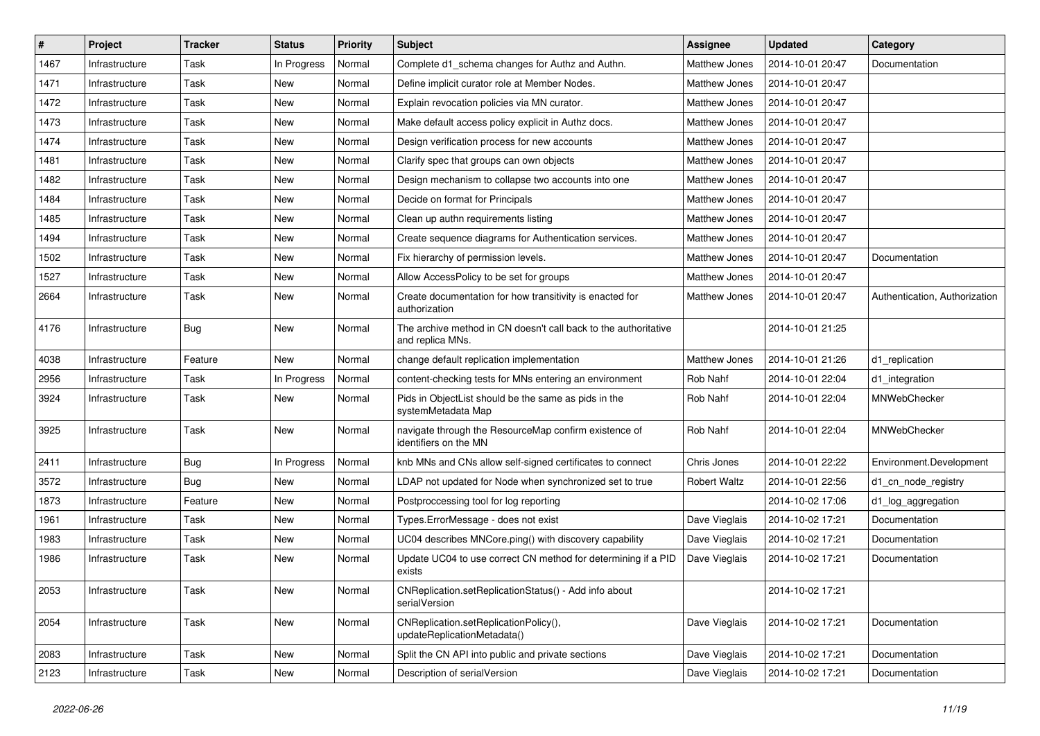| # | Project | Tracker | Status | Priority | Subject | Assignee | Updated | Category |
|---|---|---|---|---|---|---|---|---|
| 1467 | Infrastructure | Task | In Progress | Normal | Complete d1_schema changes for Authz and Authn. | Matthew Jones | 2014-10-01 20:47 | Documentation |
| 1471 | Infrastructure | Task | New | Normal | Define implicit curator role at Member Nodes. | Matthew Jones | 2014-10-01 20:47 | |
| 1472 | Infrastructure | Task | New | Normal | Explain revocation policies via MN curator. | Matthew Jones | 2014-10-01 20:47 | |
| 1473 | Infrastructure | Task | New | Normal | Make default access policy explicit in Authz docs. | Matthew Jones | 2014-10-01 20:47 | |
| 1474 | Infrastructure | Task | New | Normal | Design verification process for new accounts | Matthew Jones | 2014-10-01 20:47 | |
| 1481 | Infrastructure | Task | New | Normal | Clarify spec that groups can own objects | Matthew Jones | 2014-10-01 20:47 | |
| 1482 | Infrastructure | Task | New | Normal | Design mechanism to collapse two accounts into one | Matthew Jones | 2014-10-01 20:47 | |
| 1484 | Infrastructure | Task | New | Normal | Decide on format for Principals | Matthew Jones | 2014-10-01 20:47 | |
| 1485 | Infrastructure | Task | New | Normal | Clean up authn requirements listing | Matthew Jones | 2014-10-01 20:47 | |
| 1494 | Infrastructure | Task | New | Normal | Create sequence diagrams for Authentication services. | Matthew Jones | 2014-10-01 20:47 | |
| 1502 | Infrastructure | Task | New | Normal | Fix hierarchy of permission levels. | Matthew Jones | 2014-10-01 20:47 | Documentation |
| 1527 | Infrastructure | Task | New | Normal | Allow AccessPolicy to be set for groups | Matthew Jones | 2014-10-01 20:47 | |
| 2664 | Infrastructure | Task | New | Normal | Create documentation for how transitivity is enacted for authorization | Matthew Jones | 2014-10-01 20:47 | Authentication, Authorization |
| 4176 | Infrastructure | Bug | New | Normal | The archive method in CN doesn't call back to the authoritative and replica MNs. | | 2014-10-01 21:25 | |
| 4038 | Infrastructure | Feature | New | Normal | change default replication implementation | Matthew Jones | 2014-10-01 21:26 | d1_replication |
| 2956 | Infrastructure | Task | In Progress | Normal | content-checking tests for MNs entering an environment | Rob Nahf | 2014-10-01 22:04 | d1_integration |
| 3924 | Infrastructure | Task | New | Normal | Pids in ObjectList should be the same as pids in the systemMetadata Map | Rob Nahf | 2014-10-01 22:04 | MNWebChecker |
| 3925 | Infrastructure | Task | New | Normal | navigate through the ResourceMap confirm existence of identifiers on the MN | Rob Nahf | 2014-10-01 22:04 | MNWebChecker |
| 2411 | Infrastructure | Bug | In Progress | Normal | knb MNs and CNs allow self-signed certificates to connect | Chris Jones | 2014-10-01 22:22 | Environment.Development |
| 3572 | Infrastructure | Bug | New | Normal | LDAP not updated for Node when synchronized set to true | Robert Waltz | 2014-10-01 22:56 | d1_cn_node_registry |
| 1873 | Infrastructure | Feature | New | Normal | Postproccessing tool for log reporting | | 2014-10-02 17:06 | d1_log_aggregation |
| 1961 | Infrastructure | Task | New | Normal | Types.ErrorMessage - does not exist | Dave Vieglais | 2014-10-02 17:21 | Documentation |
| 1983 | Infrastructure | Task | New | Normal | UC04 describes MNCore.ping() with discovery capability | Dave Vieglais | 2014-10-02 17:21 | Documentation |
| 1986 | Infrastructure | Task | New | Normal | Update UC04 to use correct CN method for determining if a PID exists | Dave Vieglais | 2014-10-02 17:21 | Documentation |
| 2053 | Infrastructure | Task | New | Normal | CNReplication.setReplicationStatus() - Add info about serialVersion | | 2014-10-02 17:21 | |
| 2054 | Infrastructure | Task | New | Normal | CNReplication.setReplicationPolicy(), updateReplicationMetadata() | Dave Vieglais | 2014-10-02 17:21 | Documentation |
| 2083 | Infrastructure | Task | New | Normal | Split the CN API into public and private sections | Dave Vieglais | 2014-10-02 17:21 | Documentation |
| 2123 | Infrastructure | Task | New | Normal | Description of serialVersion | Dave Vieglais | 2014-10-02 17:21 | Documentation |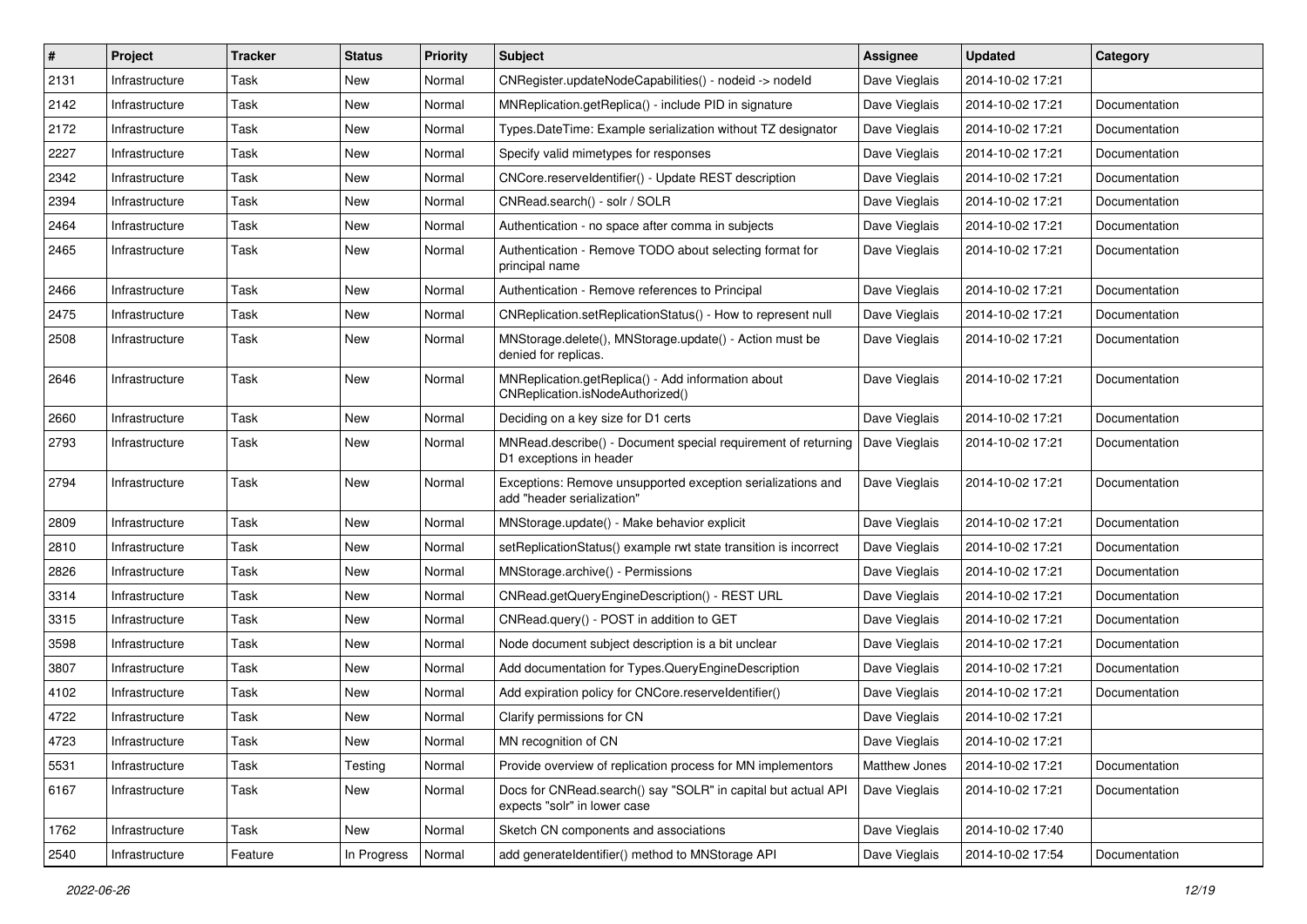| # | Project | Tracker | Status | Priority | Subject | Assignee | Updated | Category |
|---|---|---|---|---|---|---|---|---|
| 2131 | Infrastructure | Task | New | Normal | CNRegister.updateNodeCapabilities() - nodeid -> nodeId | Dave Vieglais | 2014-10-02 17:21 | |
| 2142 | Infrastructure | Task | New | Normal | MNReplication.getReplica() - include PID in signature | Dave Vieglais | 2014-10-02 17:21 | Documentation |
| 2172 | Infrastructure | Task | New | Normal | Types.DateTime: Example serialization without TZ designator | Dave Vieglais | 2014-10-02 17:21 | Documentation |
| 2227 | Infrastructure | Task | New | Normal | Specify valid mimetypes for responses | Dave Vieglais | 2014-10-02 17:21 | Documentation |
| 2342 | Infrastructure | Task | New | Normal | CNCore.reserveIdentifier() - Update REST description | Dave Vieglais | 2014-10-02 17:21 | Documentation |
| 2394 | Infrastructure | Task | New | Normal | CNRead.search() - solr / SOLR | Dave Vieglais | 2014-10-02 17:21 | Documentation |
| 2464 | Infrastructure | Task | New | Normal | Authentication - no space after comma in subjects | Dave Vieglais | 2014-10-02 17:21 | Documentation |
| 2465 | Infrastructure | Task | New | Normal | Authentication - Remove TODO about selecting format for principal name | Dave Vieglais | 2014-10-02 17:21 | Documentation |
| 2466 | Infrastructure | Task | New | Normal | Authentication - Remove references to Principal | Dave Vieglais | 2014-10-02 17:21 | Documentation |
| 2475 | Infrastructure | Task | New | Normal | CNReplication.setReplicationStatus() - How to represent null | Dave Vieglais | 2014-10-02 17:21 | Documentation |
| 2508 | Infrastructure | Task | New | Normal | MNStorage.delete(), MNStorage.update() - Action must be denied for replicas. | Dave Vieglais | 2014-10-02 17:21 | Documentation |
| 2646 | Infrastructure | Task | New | Normal | MNReplication.getReplica() - Add information about CNReplication.isNodeAuthorized() | Dave Vieglais | 2014-10-02 17:21 | Documentation |
| 2660 | Infrastructure | Task | New | Normal | Deciding on a key size for D1 certs | Dave Vieglais | 2014-10-02 17:21 | Documentation |
| 2793 | Infrastructure | Task | New | Normal | MNRead.describe() - Document special requirement of returning D1 exceptions in header | Dave Vieglais | 2014-10-02 17:21 | Documentation |
| 2794 | Infrastructure | Task | New | Normal | Exceptions: Remove unsupported exception serializations and add "header serialization" | Dave Vieglais | 2014-10-02 17:21 | Documentation |
| 2809 | Infrastructure | Task | New | Normal | MNStorage.update() - Make behavior explicit | Dave Vieglais | 2014-10-02 17:21 | Documentation |
| 2810 | Infrastructure | Task | New | Normal | setReplicationStatus() example rwt state transition is incorrect | Dave Vieglais | 2014-10-02 17:21 | Documentation |
| 2826 | Infrastructure | Task | New | Normal | MNStorage.archive() - Permissions | Dave Vieglais | 2014-10-02 17:21 | Documentation |
| 3314 | Infrastructure | Task | New | Normal | CNRead.getQueryEngineDescription() - REST URL | Dave Vieglais | 2014-10-02 17:21 | Documentation |
| 3315 | Infrastructure | Task | New | Normal | CNRead.query() - POST in addition to GET | Dave Vieglais | 2014-10-02 17:21 | Documentation |
| 3598 | Infrastructure | Task | New | Normal | Node document subject description is a bit unclear | Dave Vieglais | 2014-10-02 17:21 | Documentation |
| 3807 | Infrastructure | Task | New | Normal | Add documentation for Types.QueryEngineDescription | Dave Vieglais | 2014-10-02 17:21 | Documentation |
| 4102 | Infrastructure | Task | New | Normal | Add expiration policy for CNCore.reserveIdentifier() | Dave Vieglais | 2014-10-02 17:21 | Documentation |
| 4722 | Infrastructure | Task | New | Normal | Clarify permissions for CN | Dave Vieglais | 2014-10-02 17:21 | |
| 4723 | Infrastructure | Task | New | Normal | MN recognition of CN | Dave Vieglais | 2014-10-02 17:21 | |
| 5531 | Infrastructure | Task | Testing | Normal | Provide overview of replication process for MN implementors | Matthew Jones | 2014-10-02 17:21 | Documentation |
| 6167 | Infrastructure | Task | New | Normal | Docs for CNRead.search() say "SOLR" in capital but actual API expects "solr" in lower case | Dave Vieglais | 2014-10-02 17:21 | Documentation |
| 1762 | Infrastructure | Task | New | Normal | Sketch CN components and associations | Dave Vieglais | 2014-10-02 17:40 | |
| 2540 | Infrastructure | Feature | In Progress | Normal | add generateIdentifier() method to MNStorage API | Dave Vieglais | 2014-10-02 17:54 | Documentation |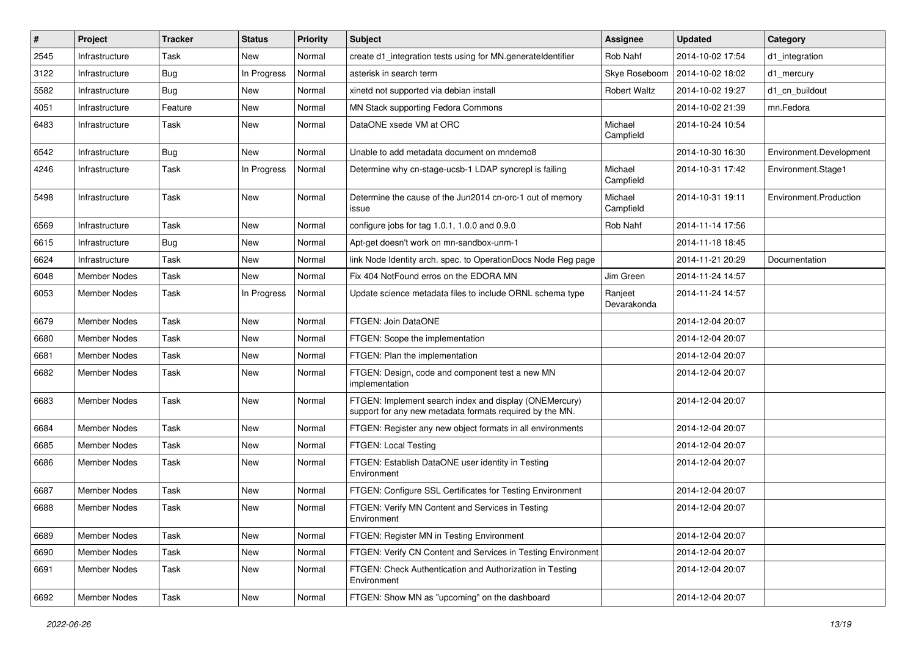| # | Project | Tracker | Status | Priority | Subject | Assignee | Updated | Category |
|---|---|---|---|---|---|---|---|---|
| 2545 | Infrastructure | Task | New | Normal | create d1_integration tests using for MN.generateIdentifier | Rob Nahf | 2014-10-02 17:54 | d1_integration |
| 3122 | Infrastructure | Bug | In Progress | Normal | asterisk in search term | Skye Roseboom | 2014-10-02 18:02 | d1_mercury |
| 5582 | Infrastructure | Bug | New | Normal | xinetd not supported via debian install | Robert Waltz | 2014-10-02 19:27 | d1_cn_buildout |
| 4051 | Infrastructure | Feature | New | Normal | MN Stack supporting Fedora Commons | | 2014-10-02 21:39 | mn.Fedora |
| 6483 | Infrastructure | Task | New | Normal | DataONE xsede VM at ORC | Michael Campfield | 2014-10-24 10:54 | |
| 6542 | Infrastructure | Bug | New | Normal | Unable to add metadata document on mndemo8 | | 2014-10-30 16:30 | Environment.Development |
| 4246 | Infrastructure | Task | In Progress | Normal | Determine why cn-stage-ucsb-1 LDAP syncrepl is failing | Michael Campfield | 2014-10-31 17:42 | Environment.Stage1 |
| 5498 | Infrastructure | Task | New | Normal | Determine the cause of the Jun2014 cn-orc-1 out of memory issue | Michael Campfield | 2014-10-31 19:11 | Environment.Production |
| 6569 | Infrastructure | Task | New | Normal | configure jobs for tag 1.0.1, 1.0.0 and 0.9.0 | Rob Nahf | 2014-11-14 17:56 | |
| 6615 | Infrastructure | Bug | New | Normal | Apt-get doesn't work on mn-sandbox-unm-1 | | 2014-11-18 18:45 | |
| 6624 | Infrastructure | Task | New | Normal | link Node Identity arch. spec. to OperationDocs Node Reg page | | 2014-11-21 20:29 | Documentation |
| 6048 | Member Nodes | Task | New | Normal | Fix 404 NotFound erros on the EDORA MN | Jim Green | 2014-11-24 14:57 | |
| 6053 | Member Nodes | Task | In Progress | Normal | Update science metadata files to include ORNL schema type | Ranjeet Devarakonda | 2014-11-24 14:57 | |
| 6679 | Member Nodes | Task | New | Normal | FTGEN: Join DataONE | | 2014-12-04 20:07 | |
| 6680 | Member Nodes | Task | New | Normal | FTGEN: Scope the implementation | | 2014-12-04 20:07 | |
| 6681 | Member Nodes | Task | New | Normal | FTGEN: Plan the implementation | | 2014-12-04 20:07 | |
| 6682 | Member Nodes | Task | New | Normal | FTGEN: Design, code and component test a new MN implementation | | 2014-12-04 20:07 | |
| 6683 | Member Nodes | Task | New | Normal | FTGEN: Implement search index and display (ONEMercury) support for any new metadata formats required by the MN. | | 2014-12-04 20:07 | |
| 6684 | Member Nodes | Task | New | Normal | FTGEN: Register any new object formats in all environments | | 2014-12-04 20:07 | |
| 6685 | Member Nodes | Task | New | Normal | FTGEN: Local Testing | | 2014-12-04 20:07 | |
| 6686 | Member Nodes | Task | New | Normal | FTGEN: Establish DataONE user identity in Testing Environment | | 2014-12-04 20:07 | |
| 6687 | Member Nodes | Task | New | Normal | FTGEN: Configure SSL Certificates for Testing Environment | | 2014-12-04 20:07 | |
| 6688 | Member Nodes | Task | New | Normal | FTGEN: Verify MN Content and Services in Testing Environment | | 2014-12-04 20:07 | |
| 6689 | Member Nodes | Task | New | Normal | FTGEN: Register MN in Testing Environment | | 2014-12-04 20:07 | |
| 6690 | Member Nodes | Task | New | Normal | FTGEN: Verify CN Content and Services in Testing Environment | | 2014-12-04 20:07 | |
| 6691 | Member Nodes | Task | New | Normal | FTGEN: Check Authentication and Authorization in Testing Environment | | 2014-12-04 20:07 | |
| 6692 | Member Nodes | Task | New | Normal | FTGEN: Show MN as "upcoming" on the dashboard | | 2014-12-04 20:07 | |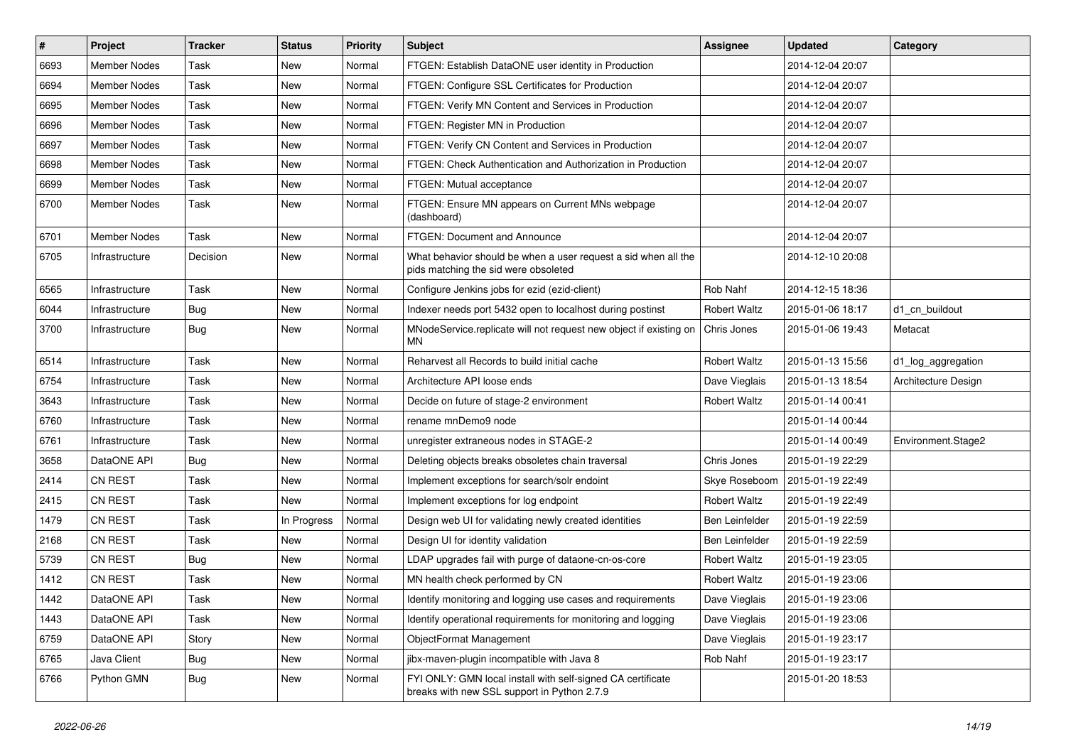| # | Project | Tracker | Status | Priority | Subject | Assignee | Updated | Category |
|---|---|---|---|---|---|---|---|---|
| 6693 | Member Nodes | Task | New | Normal | FTGEN: Establish DataONE user identity in Production | | 2014-12-04 20:07 | |
| 6694 | Member Nodes | Task | New | Normal | FTGEN: Configure SSL Certificates for Production | | 2014-12-04 20:07 | |
| 6695 | Member Nodes | Task | New | Normal | FTGEN: Verify MN Content and Services in Production | | 2014-12-04 20:07 | |
| 6696 | Member Nodes | Task | New | Normal | FTGEN: Register MN in Production | | 2014-12-04 20:07 | |
| 6697 | Member Nodes | Task | New | Normal | FTGEN: Verify CN Content and Services in Production | | 2014-12-04 20:07 | |
| 6698 | Member Nodes | Task | New | Normal | FTGEN: Check Authentication and Authorization in Production | | 2014-12-04 20:07 | |
| 6699 | Member Nodes | Task | New | Normal | FTGEN: Mutual acceptance | | 2014-12-04 20:07 | |
| 6700 | Member Nodes | Task | New | Normal | FTGEN: Ensure MN appears on Current MNs webpage (dashboard) | | 2014-12-04 20:07 | |
| 6701 | Member Nodes | Task | New | Normal | FTGEN: Document and Announce | | 2014-12-04 20:07 | |
| 6705 | Infrastructure | Decision | New | Normal | What behavior should be when a user request a sid when all the pids matching the sid were obsoleted | | 2014-12-10 20:08 | |
| 6565 | Infrastructure | Task | New | Normal | Configure Jenkins jobs for ezid (ezid-client) | Rob Nahf | 2014-12-15 18:36 | |
| 6044 | Infrastructure | Bug | New | Normal | Indexer needs port 5432 open to localhost during postinst | Robert Waltz | 2015-01-06 18:17 | d1_cn_buildout |
| 3700 | Infrastructure | Bug | New | Normal | MNodeService.replicate will not request new object if existing on MN | Chris Jones | 2015-01-06 19:43 | Metacat |
| 6514 | Infrastructure | Task | New | Normal | Reharvest all Records to build initial cache | Robert Waltz | 2015-01-13 15:56 | d1_log_aggregation |
| 6754 | Infrastructure | Task | New | Normal | Architecture API loose ends | Dave Vieglais | 2015-01-13 18:54 | Architecture Design |
| 3643 | Infrastructure | Task | New | Normal | Decide on future of stage-2 environment | Robert Waltz | 2015-01-14 00:41 | |
| 6760 | Infrastructure | Task | New | Normal | rename mnDemo9 node | | 2015-01-14 00:44 | |
| 6761 | Infrastructure | Task | New | Normal | unregister extraneous nodes in STAGE-2 | | 2015-01-14 00:49 | Environment.Stage2 |
| 3658 | DataONE API | Bug | New | Normal | Deleting objects breaks obsoletes chain traversal | Chris Jones | 2015-01-19 22:29 | |
| 2414 | CN REST | Task | New | Normal | Implement exceptions for search/solr endoint | Skye Roseboom | 2015-01-19 22:49 | |
| 2415 | CN REST | Task | New | Normal | Implement exceptions for log endpoint | Robert Waltz | 2015-01-19 22:49 | |
| 1479 | CN REST | Task | In Progress | Normal | Design web UI for validating newly created identities | Ben Leinfelder | 2015-01-19 22:59 | |
| 2168 | CN REST | Task | New | Normal | Design UI for identity validation | Ben Leinfelder | 2015-01-19 22:59 | |
| 5739 | CN REST | Bug | New | Normal | LDAP upgrades fail with purge of dataone-cn-os-core | Robert Waltz | 2015-01-19 23:05 | |
| 1412 | CN REST | Task | New | Normal | MN health check performed by CN | Robert Waltz | 2015-01-19 23:06 | |
| 1442 | DataONE API | Task | New | Normal | Identify monitoring and logging use cases and requirements | Dave Vieglais | 2015-01-19 23:06 | |
| 1443 | DataONE API | Task | New | Normal | Identify operational requirements for monitoring and logging | Dave Vieglais | 2015-01-19 23:06 | |
| 6759 | DataONE API | Story | New | Normal | ObjectFormat Management | Dave Vieglais | 2015-01-19 23:17 | |
| 6765 | Java Client | Bug | New | Normal | jibx-maven-plugin incompatible with Java 8 | Rob Nahf | 2015-01-19 23:17 | |
| 6766 | Python GMN | Bug | New | Normal | FYI ONLY: GMN local install with self-signed CA certificate breaks with new SSL support in Python 2.7.9 | | 2015-01-20 18:53 | |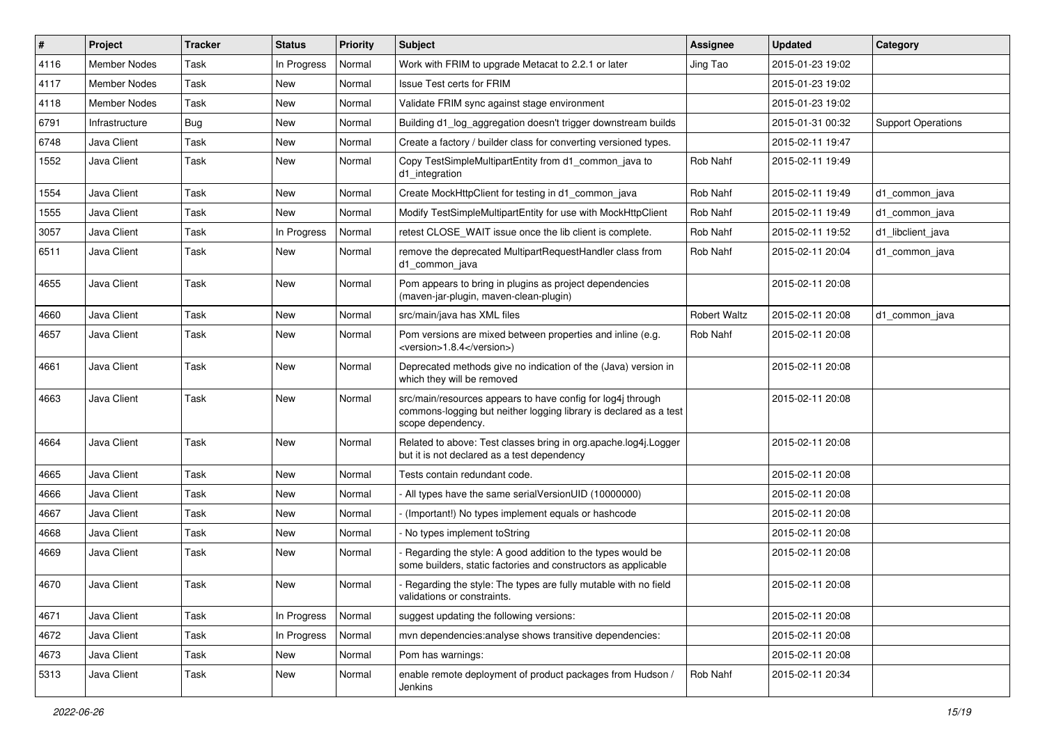| # | Project | Tracker | Status | Priority | Subject | Assignee | Updated | Category |
|---|---|---|---|---|---|---|---|---|
| 4116 | Member Nodes | Task | In Progress | Normal | Work with FRIM to upgrade Metacat to 2.2.1 or later | Jing Tao | 2015-01-23 19:02 | |
| 4117 | Member Nodes | Task | New | Normal | Issue Test certs for FRIM | | 2015-01-23 19:02 | |
| 4118 | Member Nodes | Task | New | Normal | Validate FRIM sync against stage environment | | 2015-01-23 19:02 | |
| 6791 | Infrastructure | Bug | New | Normal | Building d1_log_aggregation doesn't trigger downstream builds | | 2015-01-31 00:32 | Support Operations |
| 6748 | Java Client | Task | New | Normal | Create a factory / builder class for converting versioned types. | | 2015-02-11 19:47 | |
| 1552 | Java Client | Task | New | Normal | Copy TestSimpleMultipartEntity from d1_common_java to d1_integration | Rob Nahf | 2015-02-11 19:49 | |
| 1554 | Java Client | Task | New | Normal | Create MockHttpClient for testing in d1_common_java | Rob Nahf | 2015-02-11 19:49 | d1_common_java |
| 1555 | Java Client | Task | New | Normal | Modify TestSimpleMultipartEntity for use with MockHttpClient | Rob Nahf | 2015-02-11 19:49 | d1_common_java |
| 3057 | Java Client | Task | In Progress | Normal | retest CLOSE_WAIT issue once the lib client is complete. | Rob Nahf | 2015-02-11 19:52 | d1_libclient_java |
| 6511 | Java Client | Task | New | Normal | remove the deprecated MultipartRequestHandler class from d1_common_java | Rob Nahf | 2015-02-11 20:04 | d1_common_java |
| 4655 | Java Client | Task | New | Normal | Pom appears to bring in plugins as project dependencies (maven-jar-plugin, maven-clean-plugin) | | 2015-02-11 20:08 | |
| 4660 | Java Client | Task | New | Normal | src/main/java has XML files | Robert Waltz | 2015-02-11 20:08 | d1_common_java |
| 4657 | Java Client | Task | New | Normal | Pom versions are mixed between properties and inline (e.g. <version>1.8.4</version>) | Rob Nahf | 2015-02-11 20:08 | |
| 4661 | Java Client | Task | New | Normal | Deprecated methods give no indication of the (Java) version in which they will be removed | | 2015-02-11 20:08 | |
| 4663 | Java Client | Task | New | Normal | src/main/resources appears to have config for log4j through commons-logging but neither logging library is declared as a test scope dependency. | | 2015-02-11 20:08 | |
| 4664 | Java Client | Task | New | Normal | Related to above: Test classes bring in org.apache.log4j.Logger but it is not declared as a test dependency | | 2015-02-11 20:08 | |
| 4665 | Java Client | Task | New | Normal | Tests contain redundant code. | | 2015-02-11 20:08 | |
| 4666 | Java Client | Task | New | Normal | - All types have the same serialVersionUID (10000000) | | 2015-02-11 20:08 | |
| 4667 | Java Client | Task | New | Normal | - (Important!) No types implement equals or hashcode | | 2015-02-11 20:08 | |
| 4668 | Java Client | Task | New | Normal | - No types implement toString | | 2015-02-11 20:08 | |
| 4669 | Java Client | Task | New | Normal | - Regarding the style: A good addition to the types would be some builders, static factories and constructors as applicable | | 2015-02-11 20:08 | |
| 4670 | Java Client | Task | New | Normal | - Regarding the style: The types are fully mutable with no field validations or constraints. | | 2015-02-11 20:08 | |
| 4671 | Java Client | Task | In Progress | Normal | suggest updating the following versions: | | 2015-02-11 20:08 | |
| 4672 | Java Client | Task | In Progress | Normal | mvn dependencies:analyse shows transitive dependencies: | | 2015-02-11 20:08 | |
| 4673 | Java Client | Task | New | Normal | Pom has warnings: | | 2015-02-11 20:08 | |
| 5313 | Java Client | Task | New | Normal | enable remote deployment of product packages from Hudson / Jenkins | Rob Nahf | 2015-02-11 20:34 | |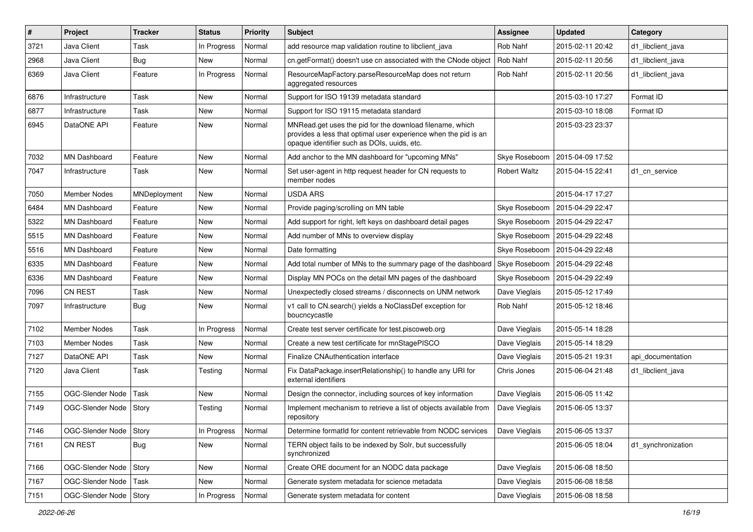| # | Project | Tracker | Status | Priority | Subject | Assignee | Updated | Category |
|---|---|---|---|---|---|---|---|---|
| 3721 | Java Client | Task | In Progress | Normal | add resource map validation routine to libclient_java | Rob Nahf | 2015-02-11 20:42 | d1_libclient_java |
| 2968 | Java Client | Bug | New | Normal | cn.getFormat() doesn't use cn associated with the CNode object | Rob Nahf | 2015-02-11 20:56 | d1_libclient_java |
| 6369 | Java Client | Feature | In Progress | Normal | ResourceMapFactory.parseResourceMap does not return aggregated resources | Rob Nahf | 2015-02-11 20:56 | d1_libclient_java |
| 6876 | Infrastructure | Task | New | Normal | Support for ISO 19139 metadata standard | | 2015-03-10 17:27 | Format ID |
| 6877 | Infrastructure | Task | New | Normal | Support for ISO 19115 metadata standard | | 2015-03-10 18:08 | Format ID |
| 6945 | DataONE API | Feature | New | Normal | MNRead.get uses the pid for the download filename, which provides a less that optimal user experience when the pid is an opaque identifier such as DOIs, uuids, etc. | | 2015-03-23 23:37 | |
| 7032 | MN Dashboard | Feature | New | Normal | Add anchor to the MN dashboard for "upcoming MNs" | Skye Roseboom | 2015-04-09 17:52 | |
| 7047 | Infrastructure | Task | New | Normal | Set user-agent in http request header for CN requests to member nodes | Robert Waltz | 2015-04-15 22:41 | d1_cn_service |
| 7050 | Member Nodes | MNDeployment | New | Normal | USDA ARS | | 2015-04-17 17:27 | |
| 6484 | MN Dashboard | Feature | New | Normal | Provide paging/scrolling on MN table | Skye Roseboom | 2015-04-29 22:47 | |
| 5322 | MN Dashboard | Feature | New | Normal | Add support for right, left keys on dashboard detail pages | Skye Roseboom | 2015-04-29 22:47 | |
| 5515 | MN Dashboard | Feature | New | Normal | Add number of MNs to overview display | Skye Roseboom | 2015-04-29 22:48 | |
| 5516 | MN Dashboard | Feature | New | Normal | Date formatting | Skye Roseboom | 2015-04-29 22:48 | |
| 6335 | MN Dashboard | Feature | New | Normal | Add total number of MNs to the summary page of the dashboard | Skye Roseboom | 2015-04-29 22:48 | |
| 6336 | MN Dashboard | Feature | New | Normal | Display MN POCs on the detail MN pages of the dashboard | Skye Roseboom | 2015-04-29 22:49 | |
| 7096 | CN REST | Task | New | Normal | Unexpectedly closed streams / disconnects on UNM network | Dave Vieglais | 2015-05-12 17:49 | |
| 7097 | Infrastructure | Bug | New | Normal | v1 call to CN.search() yields a NoClassDef exception for boucncycastle | Rob Nahf | 2015-05-12 18:46 | |
| 7102 | Member Nodes | Task | In Progress | Normal | Create test server certificate for test.piscoweb.org | Dave Vieglais | 2015-05-14 18:28 | |
| 7103 | Member Nodes | Task | New | Normal | Create a new test certificate for mnStagePISCO | Dave Vieglais | 2015-05-14 18:29 | |
| 7127 | DataONE API | Task | New | Normal | Finalize CNAuthentication interface | Dave Vieglais | 2015-05-21 19:31 | api_documentation |
| 7120 | Java Client | Task | Testing | Normal | Fix DataPackage.insertRelationship() to handle any URI for external identifiers | Chris Jones | 2015-06-04 21:48 | d1_libclient_java |
| 7155 | OGC-Slender Node | Task | New | Normal | Design the connector, including sources of key information | Dave Vieglais | 2015-06-05 11:42 | |
| 7149 | OGC-Slender Node | Story | Testing | Normal | Implement mechanism to retrieve a list of objects available from repository | Dave Vieglais | 2015-06-05 13:37 | |
| 7146 | OGC-Slender Node | Story | In Progress | Normal | Determine formatId for content retrievable from NODC services | Dave Vieglais | 2015-06-05 13:37 | |
| 7161 | CN REST | Bug | New | Normal | TERN object fails to be indexed by Solr, but successfully synchronized | | 2015-06-05 18:04 | d1_synchronization |
| 7166 | OGC-Slender Node | Story | New | Normal | Create ORE document for an NODC data package | Dave Vieglais | 2015-06-08 18:50 | |
| 7167 | OGC-Slender Node | Task | New | Normal | Generate system metadata for science metadata | Dave Vieglais | 2015-06-08 18:58 | |
| 7151 | OGC-Slender Node | Story | In Progress | Normal | Generate system metadata for content | Dave Vieglais | 2015-06-08 18:58 | |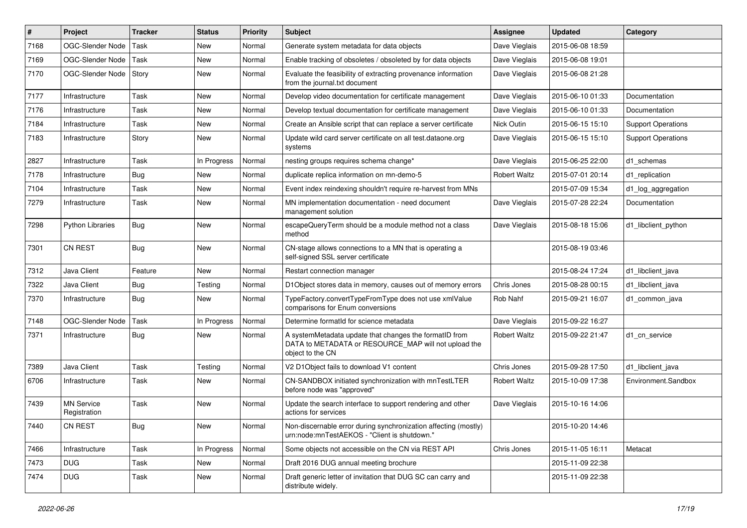| # | Project | Tracker | Status | Priority | Subject | Assignee | Updated | Category |
|---|---|---|---|---|---|---|---|---|
| 7168 | OGC-Slender Node | Task | New | Normal | Generate system metadata for data objects | Dave Vieglais | 2015-06-08 18:59 | |
| 7169 | OGC-Slender Node | Task | New | Normal | Enable tracking of obsoletes / obsoleted by for data objects | Dave Vieglais | 2015-06-08 19:01 | |
| 7170 | OGC-Slender Node | Story | New | Normal | Evaluate the feasibility of extracting provenance information from the journal.txt document | Dave Vieglais | 2015-06-08 21:28 | |
| 7177 | Infrastructure | Task | New | Normal | Develop video documentation for certificate management | Dave Vieglais | 2015-06-10 01:33 | Documentation |
| 7176 | Infrastructure | Task | New | Normal | Develop textual documentation for certificate management | Dave Vieglais | 2015-06-10 01:33 | Documentation |
| 7184 | Infrastructure | Task | New | Normal | Create an Ansible script that can replace a server certificate | Nick Outin | 2015-06-15 15:10 | Support Operations |
| 7183 | Infrastructure | Story | New | Normal | Update wild card server certificate on all test.dataone.org systems | Dave Vieglais | 2015-06-15 15:10 | Support Operations |
| 2827 | Infrastructure | Task | In Progress | Normal | nesting groups requires schema change* | Dave Vieglais | 2015-06-25 22:00 | d1_schemas |
| 7178 | Infrastructure | Bug | New | Normal | duplicate replica information on mn-demo-5 | Robert Waltz | 2015-07-01 20:14 | d1_replication |
| 7104 | Infrastructure | Task | New | Normal | Event index reindexing shouldn't require re-harvest from MNs | | 2015-07-09 15:34 | d1_log_aggregation |
| 7279 | Infrastructure | Task | New | Normal | MN implementation documentation - need document management solution | Dave Vieglais | 2015-07-28 22:24 | Documentation |
| 7298 | Python Libraries | Bug | New | Normal | escapeQueryTerm should be a module method not a class method | Dave Vieglais | 2015-08-18 15:06 | d1_libclient_python |
| 7301 | CN REST | Bug | New | Normal | CN-stage allows connections to a MN that is operating a self-signed SSL server certificate | | 2015-08-19 03:46 | |
| 7312 | Java Client | Feature | New | Normal | Restart connection manager | | 2015-08-24 17:24 | d1_libclient_java |
| 7322 | Java Client | Bug | Testing | Normal | D1Object stores data in memory, causes out of memory errors | Chris Jones | 2015-08-28 00:15 | d1_libclient_java |
| 7370 | Infrastructure | Bug | New | Normal | TypeFactory.convertTypeFromType does not use xmlValue comparisons for Enum conversions | Rob Nahf | 2015-09-21 16:07 | d1_common_java |
| 7148 | OGC-Slender Node | Task | In Progress | Normal | Determine formatId for science metadata | Dave Vieglais | 2015-09-22 16:27 | |
| 7371 | Infrastructure | Bug | New | Normal | A systemMetadata update that changes the formatID from DATA to METADATA or RESOURCE_MAP will not upload the object to the CN | Robert Waltz | 2015-09-22 21:47 | d1_cn_service |
| 7389 | Java Client | Task | Testing | Normal | V2 D1Object fails to download V1 content | Chris Jones | 2015-09-28 17:50 | d1_libclient_java |
| 6706 | Infrastructure | Task | New | Normal | CN-SANDBOX initiated synchronization with mnTestLTER before node was "approved" | Robert Waltz | 2015-10-09 17:38 | Environment.Sandbox |
| 7439 | MN Service Registration | Task | New | Normal | Update the search interface to support rendering and other actions for services | Dave Vieglais | 2015-10-16 14:06 | |
| 7440 | CN REST | Bug | New | Normal | Non-discernable error during synchronization affecting (mostly) urn:node:mnTestAEKOS - "Client is shutdown." | | 2015-10-20 14:46 | |
| 7466 | Infrastructure | Task | In Progress | Normal | Some objects not accessible on the CN via REST API | Chris Jones | 2015-11-05 16:11 | Metacat |
| 7473 | DUG | Task | New | Normal | Draft 2016 DUG annual meeting brochure | | 2015-11-09 22:38 | |
| 7474 | DUG | Task | New | Normal | Draft generic letter of invitation that DUG SC can carry and distribute widely. | | 2015-11-09 22:38 | |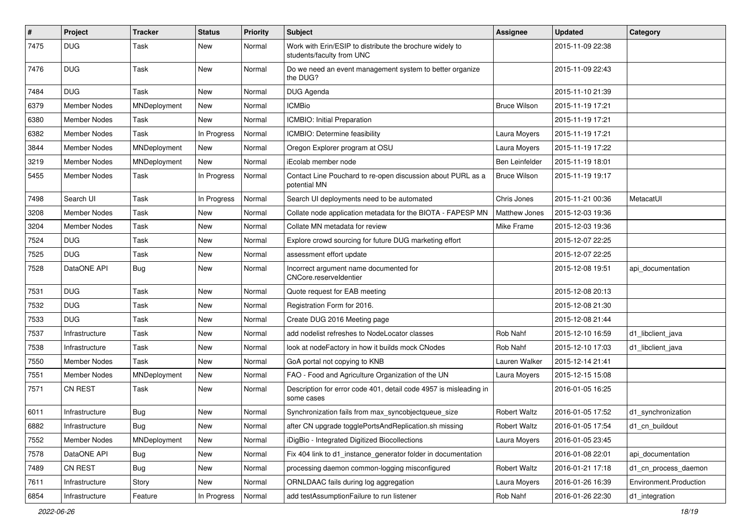| # | Project | Tracker | Status | Priority | Subject | Assignee | Updated | Category |
|---|---|---|---|---|---|---|---|---|
| 7475 | DUG | Task | New | Normal | Work with Erin/ESIP to distribute the brochure widely to students/faculty from UNC | | 2015-11-09 22:38 | |
| 7476 | DUG | Task | New | Normal | Do we need an event management system to better organize the DUG? | | 2015-11-09 22:43 | |
| 7484 | DUG | Task | New | Normal | DUG Agenda | | 2015-11-10 21:39 | |
| 6379 | Member Nodes | MNDeployment | New | Normal | ICMBio | Bruce Wilson | 2015-11-19 17:21 | |
| 6380 | Member Nodes | Task | New | Normal | ICMBIO: Initial Preparation | | 2015-11-19 17:21 | |
| 6382 | Member Nodes | Task | In Progress | Normal | ICMBIO: Determine feasibility | Laura Moyers | 2015-11-19 17:21 | |
| 3844 | Member Nodes | MNDeployment | New | Normal | Oregon Explorer program at OSU | Laura Moyers | 2015-11-19 17:22 | |
| 3219 | Member Nodes | MNDeployment | New | Normal | iEcolab member node | Ben Leinfelder | 2015-11-19 18:01 | |
| 5455 | Member Nodes | Task | In Progress | Normal | Contact Line Pouchard to re-open discussion about PURL as a potential MN | Bruce Wilson | 2015-11-19 19:17 | |
| 7498 | Search UI | Task | In Progress | Normal | Search UI deployments need to be automated | Chris Jones | 2015-11-21 00:36 | MetacatUI |
| 3208 | Member Nodes | Task | New | Normal | Collate node application metadata for the BIOTA - FAPESP MN | Matthew Jones | 2015-12-03 19:36 | |
| 3204 | Member Nodes | Task | New | Normal | Collate MN metadata for review | Mike Frame | 2015-12-03 19:36 | |
| 7524 | DUG | Task | New | Normal | Explore crowd sourcing for future DUG marketing effort | | 2015-12-07 22:25 | |
| 7525 | DUG | Task | New | Normal | assessment effort update | | 2015-12-07 22:25 | |
| 7528 | DataONE API | Bug | New | Normal | Incorrect argument name documented for CNCore.reserveIdentier | | 2015-12-08 19:51 | api_documentation |
| 7531 | DUG | Task | New | Normal | Quote request for EAB meeting | | 2015-12-08 20:13 | |
| 7532 | DUG | Task | New | Normal | Registration Form for 2016. | | 2015-12-08 21:30 | |
| 7533 | DUG | Task | New | Normal | Create DUG 2016 Meeting page | | 2015-12-08 21:44 | |
| 7537 | Infrastructure | Task | New | Normal | add nodelist refreshes to NodeLocator classes | Rob Nahf | 2015-12-10 16:59 | d1_libclient_java |
| 7538 | Infrastructure | Task | New | Normal | look at nodeFactory in how it builds mock CNodes | Rob Nahf | 2015-12-10 17:03 | d1_libclient_java |
| 7550 | Member Nodes | Task | New | Normal | GoA portal not copying to KNB | Lauren Walker | 2015-12-14 21:41 | |
| 7551 | Member Nodes | MNDeployment | New | Normal | FAO - Food and Agriculture Organization of the UN | Laura Moyers | 2015-12-15 15:08 | |
| 7571 | CN REST | Task | New | Normal | Description for error code 401, detail code 4957 is misleading in some cases | | 2016-01-05 16:25 | |
| 6011 | Infrastructure | Bug | New | Normal | Synchronization fails from max_syncobjectqueue_size | Robert Waltz | 2016-01-05 17:52 | d1_synchronization |
| 6882 | Infrastructure | Bug | New | Normal | after CN upgrade togglePortsAndReplication.sh missing | Robert Waltz | 2016-01-05 17:54 | d1_cn_buildout |
| 7552 | Member Nodes | MNDeployment | New | Normal | iDigBio - Integrated Digitized Biocollections | Laura Moyers | 2016-01-05 23:45 | |
| 7578 | DataONE API | Bug | New | Normal | Fix 404 link to d1_instance_generator folder in documentation | | 2016-01-08 22:01 | api_documentation |
| 7489 | CN REST | Bug | New | Normal | processing daemon common-logging misconfigured | Robert Waltz | 2016-01-21 17:18 | d1_cn_process_daemon |
| 7611 | Infrastructure | Story | New | Normal | ORNLDAAC fails during log aggregation | Laura Moyers | 2016-01-26 16:39 | Environment.Production |
| 6854 | Infrastructure | Feature | In Progress | Normal | add testAssumptionFailure to run listener | Rob Nahf | 2016-01-26 22:30 | d1_integration |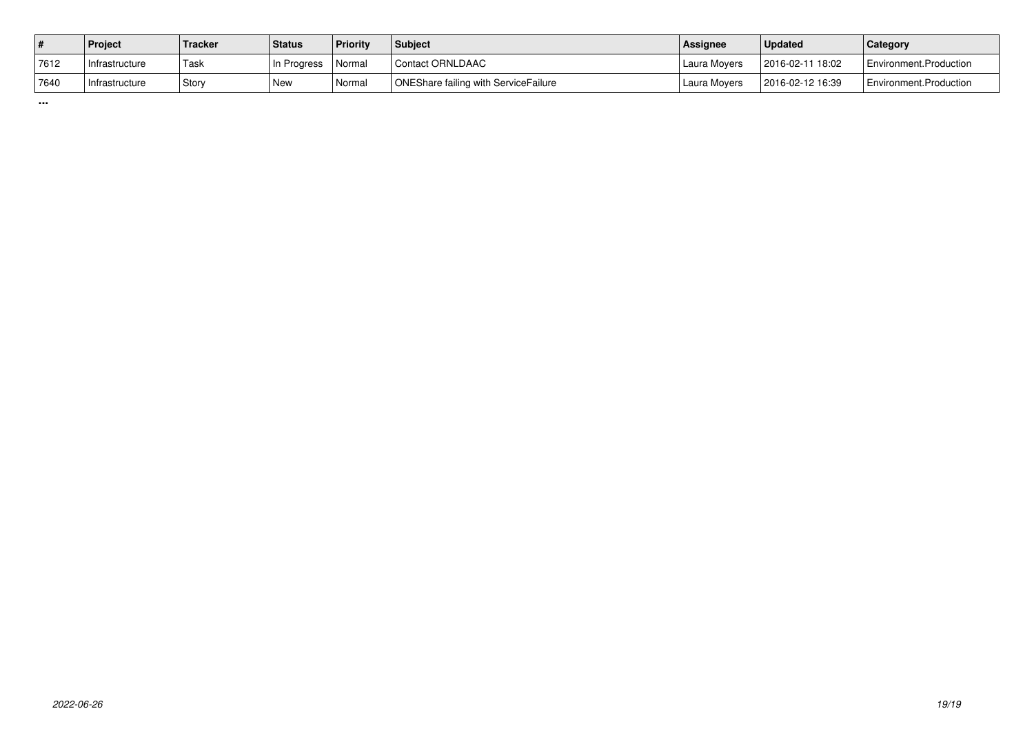| # | Project | Tracker | Status | Priority | Subject | Assignee | Updated | Category |
|---|---|---|---|---|---|---|---|---|
| 7612 | Infrastructure | Task | In Progress | Normal | Contact ORNLDAAC | Laura Moyers | 2016-02-11 18:02 | Environment.Production |
| 7640 | Infrastructure | Story | New | Normal | ONEShare failing with ServiceFailure | Laura Moyers | 2016-02-12 16:39 | Environment.Production |

...